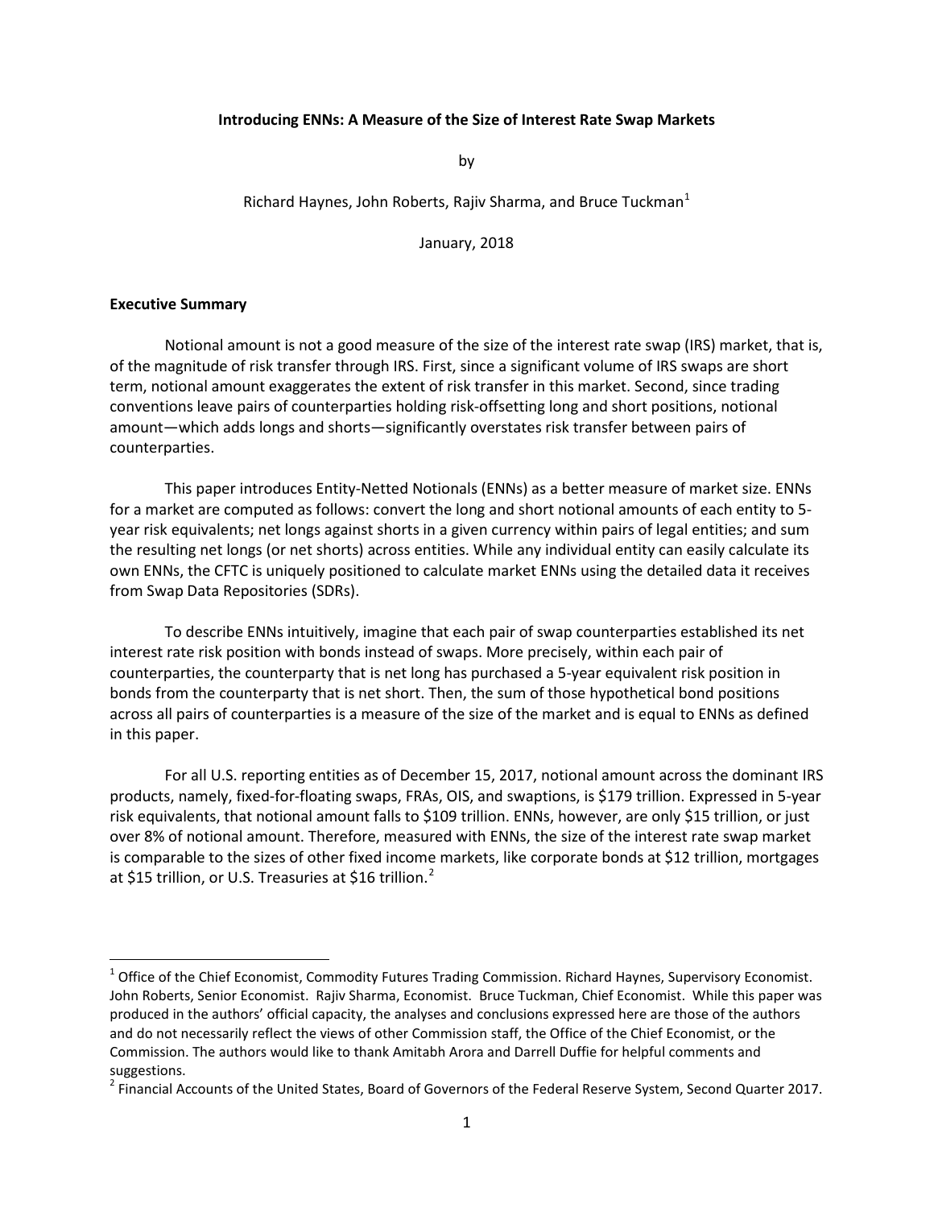# Introducing ENNs: A Measure of the Size of Interest Rate Swap Markets

by

Richard Haynes, John Roberts, Rajiv Sharma, and Bruce Tuckman[1]

January, 2018

## Executive Summary

Notional amount is not a good measure of the size of the interest rate swap (IRS) market, that is, of the magnitude of risk transfer through IRS. First, since a significant volume of IRS swaps are short term, notional amount exaggerates the extent of risk transfer in this market. Second, since trading conventions leave pairs of counterparties holding risk-offsetting long and short positions, notional amount—which adds longs and shorts—significantly overstates risk transfer between pairs of counterparties.

This paper introduces Entity-Netted Notionals (ENNs) as a better measure of market size. ENNs for a market are computed as follows: convert the long and short notional amounts of each entity to 5-year risk equivalents; net longs against shorts in a given currency within pairs of legal entities; and sum the resulting net longs (or net shorts) across entities. While any individual entity can easily calculate its own ENNs, the CFTC is uniquely positioned to calculate market ENNs using the detailed data it receives from Swap Data Repositories (SDRs).

To describe ENNs intuitively, imagine that each pair of swap counterparties established its net interest rate risk position with bonds instead of swaps. More precisely, within each pair of counterparties, the counterparty that is net long has purchased a 5-year equivalent risk position in bonds from the counterparty that is net short. Then, the sum of those hypothetical bond positions across all pairs of counterparties is a measure of the size of the market and is equal to ENNs as defined in this paper.

For all U.S. reporting entities as of December 15, 2017, notional amount across the dominant IRS products, namely, fixed-for-floating swaps, FRAs, OIS, and swaptions, is $179 trillion. Expressed in 5-year risk equivalents, that notional amount falls to $109 trillion. ENNs, however, are only $15 trillion, or just over 8% of notional amount. Therefore, measured with ENNs, the size of the interest rate swap market is comparable to the sizes of other fixed income markets, like corporate bonds at $12 trillion, mortgages at $15 trillion, or U.S. Treasuries at $16 trillion.[2]

---

[1] Office of the Chief Economist, Commodity Futures Trading Commission. Richard Haynes, Supervisory Economist. John Roberts, Senior Economist. Rajiv Sharma, Economist. Bruce Tuckman, Chief Economist. While this paper was produced in the authors' official capacity, the analyses and conclusions expressed here are those of the authors and do not necessarily reflect the views of other Commission staff, the Office of the Chief Economist, or the Commission. The authors would like to thank Amitabh Arora and Darrell Duffie for helpful comments and suggestions.

[2] Financial Accounts of the United States, Board of Governors of the Federal Reserve System, Second Quarter 2017.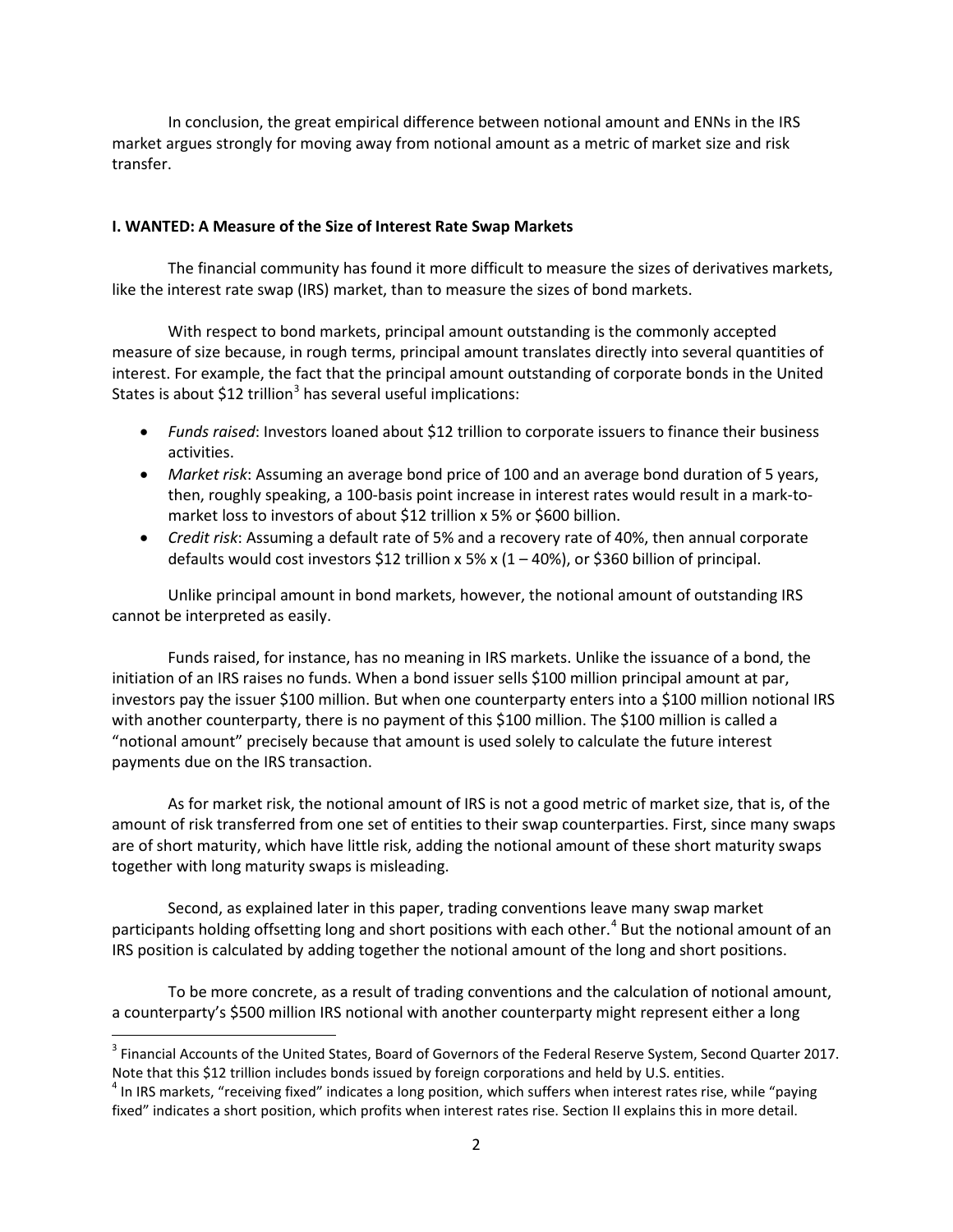In conclusion, the great empirical difference between notional amount and ENNs in the IRS market argues strongly for moving away from notional amount as a metric of market size and risk transfer.

### I. WANTED: A Measure of the Size of Interest Rate Swap Markets

The financial community has found it more difficult to measure the sizes of derivatives markets, like the interest rate swap (IRS) market, than to measure the sizes of bond markets.

With respect to bond markets, principal amount outstanding is the commonly accepted measure of size because, in rough terms, principal amount translates directly into several quantities of interest. For example, the fact that the principal amount outstanding of corporate bonds in the United States is about $12 trillion[3] has several useful implications:

- *Funds raised*: Investors loaned about $12 trillion to corporate issuers to finance their business activities.
- *Market risk*: Assuming an average bond price of 100 and an average bond duration of 5 years, then, roughly speaking, a 100-basis point increase in interest rates would result in a mark-to-market loss to investors of about $12 trillion x 5% or $600 billion.
- *Credit risk*: Assuming a default rate of 5% and a recovery rate of 40%, then annual corporate defaults would cost investors $12 trillion x 5% x (1 – 40%), or $360 billion of principal.

Unlike principal amount in bond markets, however, the notional amount of outstanding IRS cannot be interpreted as easily.

Funds raised, for instance, has no meaning in IRS markets. Unlike the issuance of a bond, the initiation of an IRS raises no funds. When a bond issuer sells $100 million principal amount at par, investors pay the issuer $100 million. But when one counterparty enters into a $100 million notional IRS with another counterparty, there is no payment of this $100 million. The $100 million is called a "notional amount" precisely because that amount is used solely to calculate the future interest payments due on the IRS transaction.

As for market risk, the notional amount of IRS is not a good metric of market size, that is, of the amount of risk transferred from one set of entities to their swap counterparties. First, since many swaps are of short maturity, which have little risk, adding the notional amount of these short maturity swaps together with long maturity swaps is misleading.

Second, as explained later in this paper, trading conventions leave many swap market participants holding offsetting long and short positions with each other.[4] But the notional amount of an IRS position is calculated by adding together the notional amount of the long and short positions.

To be more concrete, as a result of trading conventions and the calculation of notional amount, a counterparty's $500 million IRS notional with another counterparty might represent either a long

---

[3] Financial Accounts of the United States, Board of Governors of the Federal Reserve System, Second Quarter 2017. Note that this $12 trillion includes bonds issued by foreign corporations and held by U.S. entities.

[4] In IRS markets, "receiving fixed" indicates a long position, which suffers when interest rates rise, while "paying fixed" indicates a short position, which profits when interest rates rise. Section II explains this in more detail.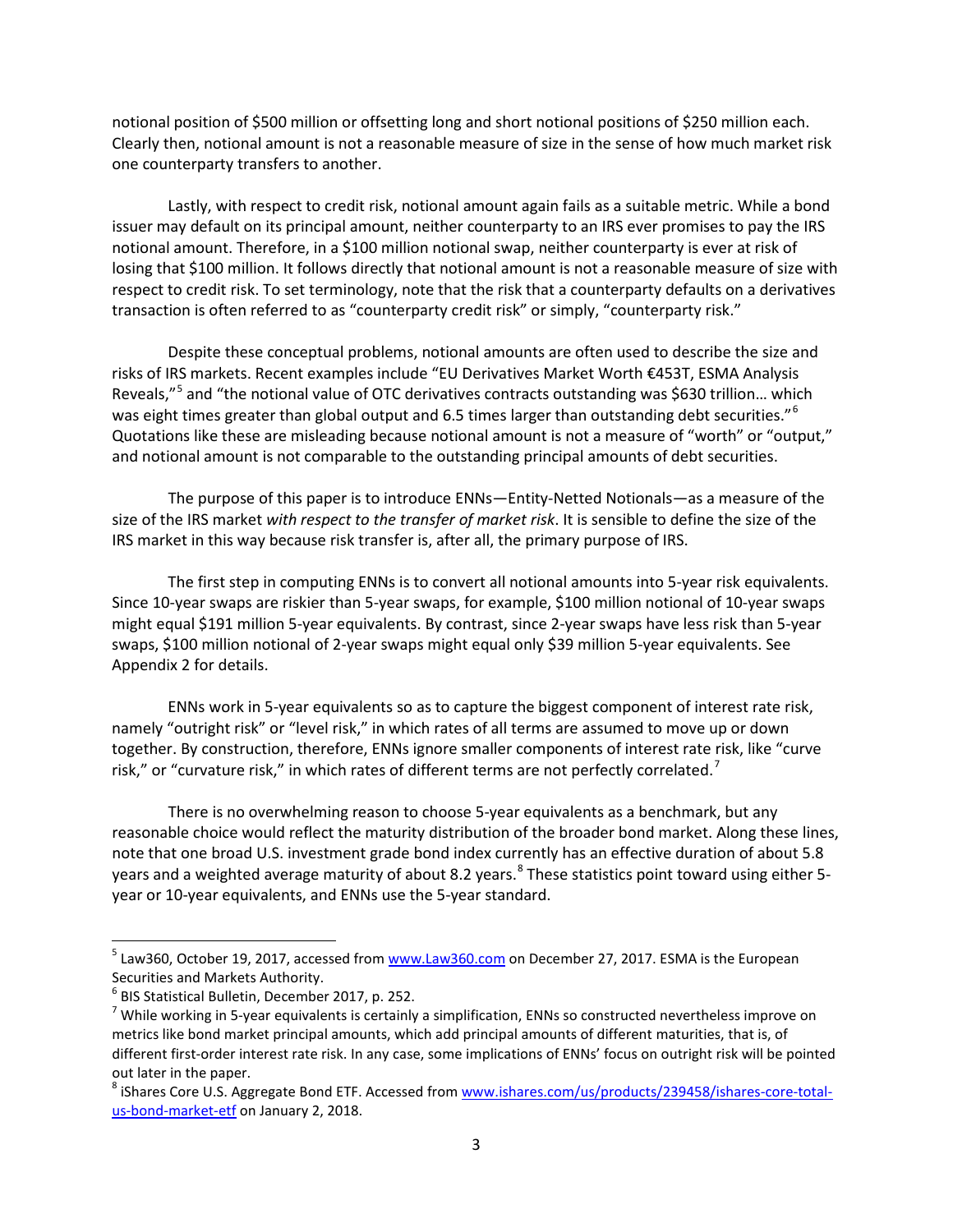notional position of $500 million or offsetting long and short notional positions of $250 million each. Clearly then, notional amount is not a reasonable measure of size in the sense of how much market risk one counterparty transfers to another.

Lastly, with respect to credit risk, notional amount again fails as a suitable metric. While a bond issuer may default on its principal amount, neither counterparty to an IRS ever promises to pay the IRS notional amount. Therefore, in a $100 million notional swap, neither counterparty is ever at risk of losing that $100 million. It follows directly that notional amount is not a reasonable measure of size with respect to credit risk. To set terminology, note that the risk that a counterparty defaults on a derivatives transaction is often referred to as "counterparty credit risk" or simply, "counterparty risk."

Despite these conceptual problems, notional amounts are often used to describe the size and risks of IRS markets. Recent examples include "EU Derivatives Market Worth €453T, ESMA Analysis Reveals,"[5] and "the notional value of OTC derivatives contracts outstanding was $630 trillion… which was eight times greater than global output and 6.5 times larger than outstanding debt securities."[6] Quotations like these are misleading because notional amount is not a measure of "worth" or "output," and notional amount is not comparable to the outstanding principal amounts of debt securities.

The purpose of this paper is to introduce ENNs—Entity-Netted Notionals—as a measure of the size of the IRS market *with respect to the transfer of market risk*. It is sensible to define the size of the IRS market in this way because risk transfer is, after all, the primary purpose of IRS.

The first step in computing ENNs is to convert all notional amounts into 5-year risk equivalents. Since 10-year swaps are riskier than 5-year swaps, for example, $100 million notional of 10-year swaps might equal $191 million 5-year equivalents. By contrast, since 2-year swaps have less risk than 5-year swaps, $100 million notional of 2-year swaps might equal only $39 million 5-year equivalents. See Appendix 2 for details.

ENNs work in 5-year equivalents so as to capture the biggest component of interest rate risk, namely "outright risk" or "level risk," in which rates of all terms are assumed to move up or down together. By construction, therefore, ENNs ignore smaller components of interest rate risk, like "curve risk," or "curvature risk," in which rates of different terms are not perfectly correlated.[7]

There is no overwhelming reason to choose 5-year equivalents as a benchmark, but any reasonable choice would reflect the maturity distribution of the broader bond market. Along these lines, note that one broad U.S. investment grade bond index currently has an effective duration of about 5.8 years and a weighted average maturity of about 8.2 years.[8] These statistics point toward using either 5-year or 10-year equivalents, and ENNs use the 5-year standard.

---

[5] Law360, October 19, 2017, accessed from www.Law360.com on December 27, 2017. ESMA is the European Securities and Markets Authority.

[6] BIS Statistical Bulletin, December 2017, p. 252.

[7] While working in 5-year equivalents is certainly a simplification, ENNs so constructed nevertheless improve on metrics like bond market principal amounts, which add principal amounts of different maturities, that is, of different first-order interest rate risk. In any case, some implications of ENNs' focus on outright risk will be pointed out later in the paper.

[8] iShares Core U.S. Aggregate Bond ETF. Accessed from www.ishares.com/us/products/239458/ishares-core-total-us-bond-market-etf on January 2, 2018.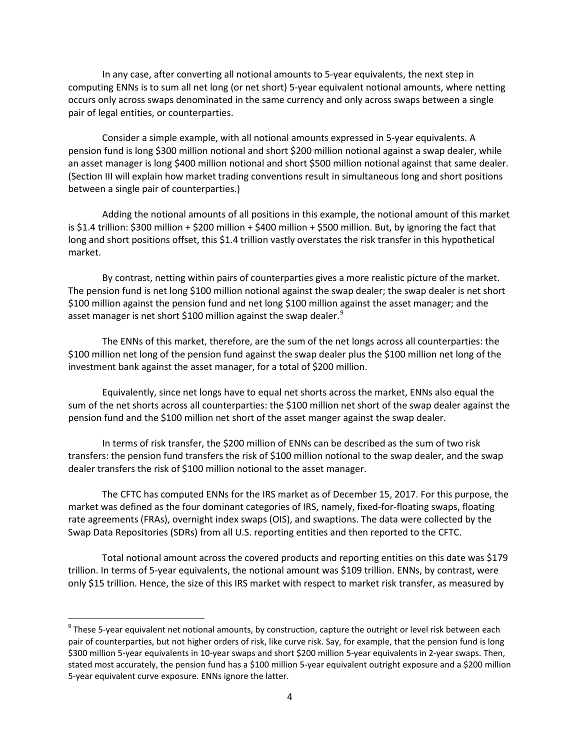In any case, after converting all notional amounts to 5-year equivalents, the next step in computing ENNs is to sum all net long (or net short) 5-year equivalent notional amounts, where netting occurs only across swaps denominated in the same currency and only across swaps between a single pair of legal entities, or counterparties.

Consider a simple example, with all notional amounts expressed in 5-year equivalents. A pension fund is long $300 million notional and short $200 million notional against a swap dealer, while an asset manager is long $400 million notional and short $500 million notional against that same dealer. (Section III will explain how market trading conventions result in simultaneous long and short positions between a single pair of counterparties.)

Adding the notional amounts of all positions in this example, the notional amount of this market is $1.4 trillion: $300 million + $200 million + $400 million + $500 million. But, by ignoring the fact that long and short positions offset, this $1.4 trillion vastly overstates the risk transfer in this hypothetical market.

By contrast, netting within pairs of counterparties gives a more realistic picture of the market. The pension fund is net long $100 million notional against the swap dealer; the swap dealer is net short $100 million against the pension fund and net long $100 million against the asset manager; and the asset manager is net short $100 million against the swap dealer.[9]

The ENNs of this market, therefore, are the sum of the net longs across all counterparties: the $100 million net long of the pension fund against the swap dealer plus the $100 million net long of the investment bank against the asset manager, for a total of $200 million.

Equivalently, since net longs have to equal net shorts across the market, ENNs also equal the sum of the net shorts across all counterparties: the $100 million net short of the swap dealer against the pension fund and the $100 million net short of the asset manger against the swap dealer.

In terms of risk transfer, the $200 million of ENNs can be described as the sum of two risk transfers: the pension fund transfers the risk of $100 million notional to the swap dealer, and the swap dealer transfers the risk of $100 million notional to the asset manager.

The CFTC has computed ENNs for the IRS market as of December 15, 2017. For this purpose, the market was defined as the four dominant categories of IRS, namely, fixed-for-floating swaps, floating rate agreements (FRAs), overnight index swaps (OIS), and swaptions. The data were collected by the Swap Data Repositories (SDRs) from all U.S. reporting entities and then reported to the CFTC.

Total notional amount across the covered products and reporting entities on this date was $179 trillion. In terms of 5-year equivalents, the notional amount was $109 trillion. ENNs, by contrast, were only $15 trillion. Hence, the size of this IRS market with respect to market risk transfer, as measured by

---

[9] These 5-year equivalent net notional amounts, by construction, capture the outright or level risk between each pair of counterparties, but not higher orders of risk, like curve risk. Say, for example, that the pension fund is long $300 million 5-year equivalents in 10-year swaps and short $200 million 5-year equivalents in 2-year swaps. Then, stated most accurately, the pension fund has a $100 million 5-year equivalent outright exposure and a $200 million 5-year equivalent curve exposure. ENNs ignore the latter.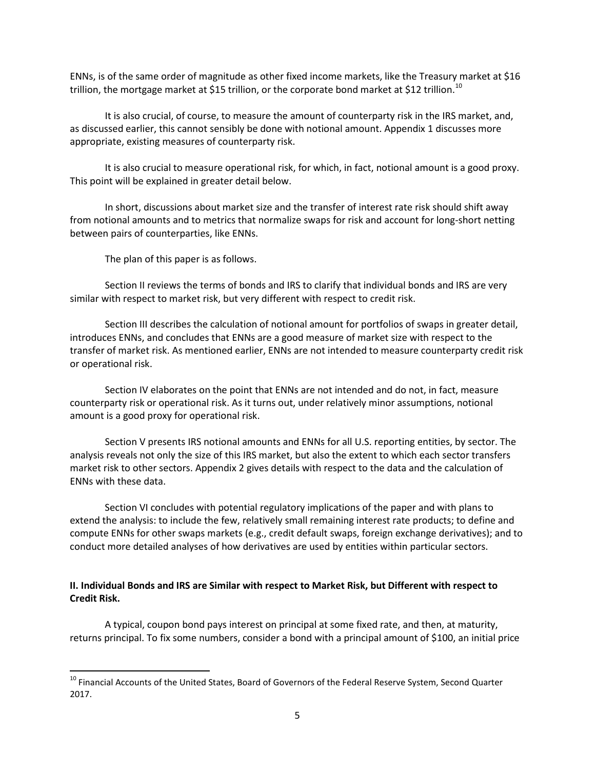ENNs, is of the same order of magnitude as other fixed income markets, like the Treasury market at $16 trillion, the mortgage market at $15 trillion, or the corporate bond market at $12 trillion.[10]

It is also crucial, of course, to measure the amount of counterparty risk in the IRS market, and, as discussed earlier, this cannot sensibly be done with notional amount. Appendix 1 discusses more appropriate, existing measures of counterparty risk.

It is also crucial to measure operational risk, for which, in fact, notional amount is a good proxy. This point will be explained in greater detail below.

In short, discussions about market size and the transfer of interest rate risk should shift away from notional amounts and to metrics that normalize swaps for risk and account for long-short netting between pairs of counterparties, like ENNs.

The plan of this paper is as follows.

Section II reviews the terms of bonds and IRS to clarify that individual bonds and IRS are very similar with respect to market risk, but very different with respect to credit risk.

Section III describes the calculation of notional amount for portfolios of swaps in greater detail, introduces ENNs, and concludes that ENNs are a good measure of market size with respect to the transfer of market risk. As mentioned earlier, ENNs are not intended to measure counterparty credit risk or operational risk.

Section IV elaborates on the point that ENNs are not intended and do not, in fact, measure counterparty risk or operational risk. As it turns out, under relatively minor assumptions, notional amount is a good proxy for operational risk.

Section V presents IRS notional amounts and ENNs for all U.S. reporting entities, by sector. The analysis reveals not only the size of this IRS market, but also the extent to which each sector transfers market risk to other sectors. Appendix 2 gives details with respect to the data and the calculation of ENNs with these data.

Section VI concludes with potential regulatory implications of the paper and with plans to extend the analysis: to include the few, relatively small remaining interest rate products; to define and compute ENNs for other swaps markets (e.g., credit default swaps, foreign exchange derivatives); and to conduct more detailed analyses of how derivatives are used by entities within particular sectors.

## II. Individual Bonds and IRS are Similar with respect to Market Risk, but Different with respect to Credit Risk.

A typical, coupon bond pays interest on principal at some fixed rate, and then, at maturity, returns principal. To fix some numbers, consider a bond with a principal amount of $100, an initial price

[10] Financial Accounts of the United States, Board of Governors of the Federal Reserve System, Second Quarter 2017.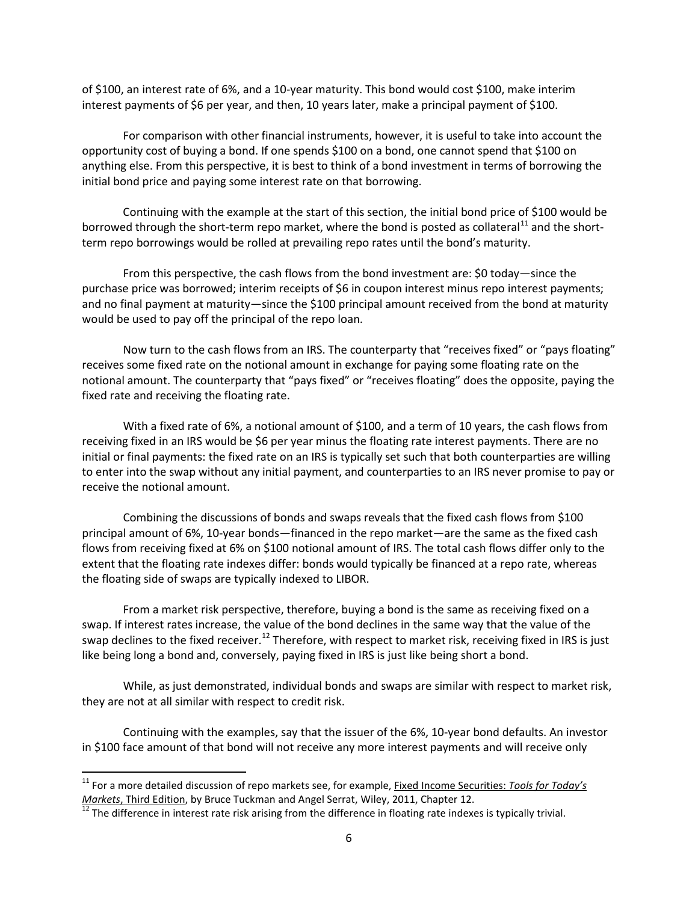of $100, an interest rate of 6%, and a 10-year maturity. This bond would cost $100, make interim interest payments of $6 per year, and then, 10 years later, make a principal payment of $100.

For comparison with other financial instruments, however, it is useful to take into account the opportunity cost of buying a bond. If one spends $100 on a bond, one cannot spend that $100 on anything else. From this perspective, it is best to think of a bond investment in terms of borrowing the initial bond price and paying some interest rate on that borrowing.

Continuing with the example at the start of this section, the initial bond price of $100 would be borrowed through the short-term repo market, where the bond is posted as collateral[11] and the short-term repo borrowings would be rolled at prevailing repo rates until the bond's maturity.

From this perspective, the cash flows from the bond investment are: $0 today—since the purchase price was borrowed; interim receipts of $6 in coupon interest minus repo interest payments; and no final payment at maturity—since the $100 principal amount received from the bond at maturity would be used to pay off the principal of the repo loan.

Now turn to the cash flows from an IRS. The counterparty that "receives fixed" or "pays floating" receives some fixed rate on the notional amount in exchange for paying some floating rate on the notional amount. The counterparty that "pays fixed" or "receives floating" does the opposite, paying the fixed rate and receiving the floating rate.

With a fixed rate of 6%, a notional amount of $100, and a term of 10 years, the cash flows from receiving fixed in an IRS would be $6 per year minus the floating rate interest payments. There are no initial or final payments: the fixed rate on an IRS is typically set such that both counterparties are willing to enter into the swap without any initial payment, and counterparties to an IRS never promise to pay or receive the notional amount.

Combining the discussions of bonds and swaps reveals that the fixed cash flows from $100 principal amount of 6%, 10-year bonds—financed in the repo market—are the same as the fixed cash flows from receiving fixed at 6% on $100 notional amount of IRS. The total cash flows differ only to the extent that the floating rate indexes differ: bonds would typically be financed at a repo rate, whereas the floating side of swaps are typically indexed to LIBOR.

From a market risk perspective, therefore, buying a bond is the same as receiving fixed on a swap. If interest rates increase, the value of the bond declines in the same way that the value of the swap declines to the fixed receiver.[12] Therefore, with respect to market risk, receiving fixed in IRS is just like being long a bond and, conversely, paying fixed in IRS is just like being short a bond.

While, as just demonstrated, individual bonds and swaps are similar with respect to market risk, they are not at all similar with respect to credit risk.

Continuing with the examples, say that the issuer of the 6%, 10-year bond defaults. An investor in $100 face amount of that bond will not receive any more interest payments and will receive only

---

[11] For a more detailed discussion of repo markets see, for example, Fixed Income Securities: *Tools for Today's Markets*, Third Edition, by Bruce Tuckman and Angel Serrat, Wiley, 2011, Chapter 12.

[12] The difference in interest rate risk arising from the difference in floating rate indexes is typically trivial.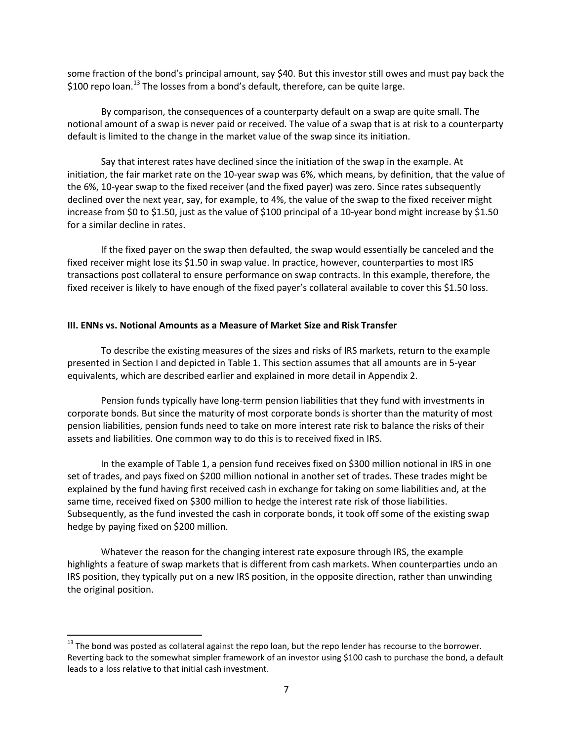some fraction of the bond's principal amount, say $40. But this investor still owes and must pay back the $100 repo loan.[13] The losses from a bond's default, therefore, can be quite large.

By comparison, the consequences of a counterparty default on a swap are quite small. The notional amount of a swap is never paid or received. The value of a swap that is at risk to a counterparty default is limited to the change in the market value of the swap since its initiation.

Say that interest rates have declined since the initiation of the swap in the example. At initiation, the fair market rate on the 10-year swap was 6%, which means, by definition, that the value of the 6%, 10-year swap to the fixed receiver (and the fixed payer) was zero. Since rates subsequently declined over the next year, say, for example, to 4%, the value of the swap to the fixed receiver might increase from $0 to $1.50, just as the value of $100 principal of a 10-year bond might increase by $1.50 for a similar decline in rates.

If the fixed payer on the swap then defaulted, the swap would essentially be canceled and the fixed receiver might lose its $1.50 in swap value. In practice, however, counterparties to most IRS transactions post collateral to ensure performance on swap contracts. In this example, therefore, the fixed receiver is likely to have enough of the fixed payer's collateral available to cover this $1.50 loss.

### III. ENNs vs. Notional Amounts as a Measure of Market Size and Risk Transfer

To describe the existing measures of the sizes and risks of IRS markets, return to the example presented in Section I and depicted in Table 1. This section assumes that all amounts are in 5-year equivalents, which are described earlier and explained in more detail in Appendix 2.

Pension funds typically have long-term pension liabilities that they fund with investments in corporate bonds. But since the maturity of most corporate bonds is shorter than the maturity of most pension liabilities, pension funds need to take on more interest rate risk to balance the risks of their assets and liabilities. One common way to do this is to received fixed in IRS.

In the example of Table 1, a pension fund receives fixed on $300 million notional in IRS in one set of trades, and pays fixed on $200 million notional in another set of trades. These trades might be explained by the fund having first received cash in exchange for taking on some liabilities and, at the same time, received fixed on $300 million to hedge the interest rate risk of those liabilities. Subsequently, as the fund invested the cash in corporate bonds, it took off some of the existing swap hedge by paying fixed on $200 million.

Whatever the reason for the changing interest rate exposure through IRS, the example highlights a feature of swap markets that is different from cash markets. When counterparties undo an IRS position, they typically put on a new IRS position, in the opposite direction, rather than unwinding the original position.

---

[13] The bond was posted as collateral against the repo loan, but the repo lender has recourse to the borrower. Reverting back to the somewhat simpler framework of an investor using $100 cash to purchase the bond, a default leads to a loss relative to that initial cash investment.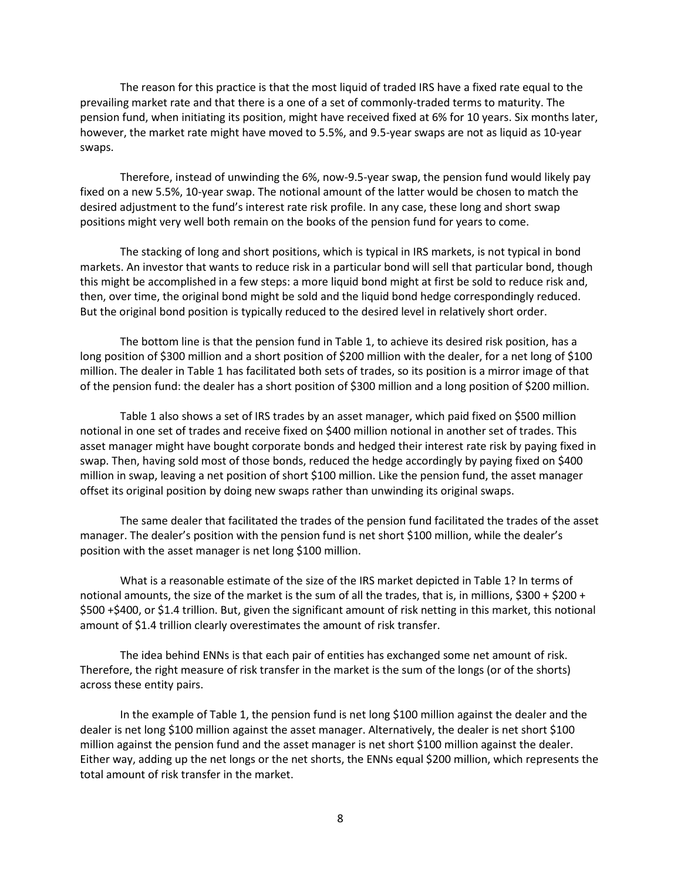The reason for this practice is that the most liquid of traded IRS have a fixed rate equal to the prevailing market rate and that there is a one of a set of commonly-traded terms to maturity. The pension fund, when initiating its position, might have received fixed at 6% for 10 years. Six months later, however, the market rate might have moved to 5.5%, and 9.5-year swaps are not as liquid as 10-year swaps.

Therefore, instead of unwinding the 6%, now-9.5-year swap, the pension fund would likely pay fixed on a new 5.5%, 10-year swap. The notional amount of the latter would be chosen to match the desired adjustment to the fund's interest rate risk profile. In any case, these long and short swap positions might very well both remain on the books of the pension fund for years to come.

The stacking of long and short positions, which is typical in IRS markets, is not typical in bond markets. An investor that wants to reduce risk in a particular bond will sell that particular bond, though this might be accomplished in a few steps: a more liquid bond might at first be sold to reduce risk and, then, over time, the original bond might be sold and the liquid bond hedge correspondingly reduced. But the original bond position is typically reduced to the desired level in relatively short order.

The bottom line is that the pension fund in Table 1, to achieve its desired risk position, has a long position of $300 million and a short position of $200 million with the dealer, for a net long of $100 million. The dealer in Table 1 has facilitated both sets of trades, so its position is a mirror image of that of the pension fund: the dealer has a short position of $300 million and a long position of $200 million.

Table 1 also shows a set of IRS trades by an asset manager, which paid fixed on $500 million notional in one set of trades and receive fixed on $400 million notional in another set of trades. This asset manager might have bought corporate bonds and hedged their interest rate risk by paying fixed in swap. Then, having sold most of those bonds, reduced the hedge accordingly by paying fixed on $400 million in swap, leaving a net position of short $100 million. Like the pension fund, the asset manager offset its original position by doing new swaps rather than unwinding its original swaps.

The same dealer that facilitated the trades of the pension fund facilitated the trades of the asset manager. The dealer's position with the pension fund is net short $100 million, while the dealer's position with the asset manager is net long $100 million.

What is a reasonable estimate of the size of the IRS market depicted in Table 1? In terms of notional amounts, the size of the market is the sum of all the trades, that is, in millions, $300 + $200 + $500 +$400, or $1.4 trillion. But, given the significant amount of risk netting in this market, this notional amount of $1.4 trillion clearly overestimates the amount of risk transfer.

The idea behind ENNs is that each pair of entities has exchanged some net amount of risk. Therefore, the right measure of risk transfer in the market is the sum of the longs (or of the shorts) across these entity pairs.

In the example of Table 1, the pension fund is net long $100 million against the dealer and the dealer is net long $100 million against the asset manager. Alternatively, the dealer is net short $100 million against the pension fund and the asset manager is net short $100 million against the dealer. Either way, adding up the net longs or the net shorts, the ENNs equal $200 million, which represents the total amount of risk transfer in the market.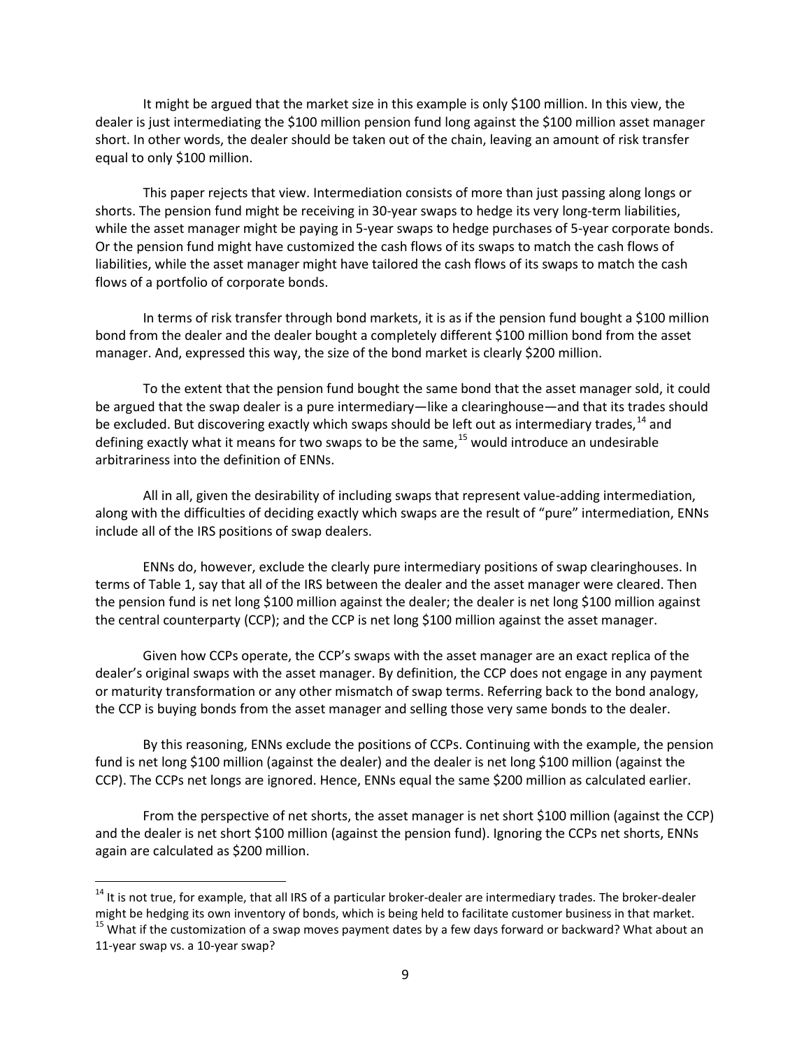It might be argued that the market size in this example is only $100 million. In this view, the dealer is just intermediating the $100 million pension fund long against the $100 million asset manager short. In other words, the dealer should be taken out of the chain, leaving an amount of risk transfer equal to only $100 million.

This paper rejects that view. Intermediation consists of more than just passing along longs or shorts. The pension fund might be receiving in 30-year swaps to hedge its very long-term liabilities, while the asset manager might be paying in 5-year swaps to hedge purchases of 5-year corporate bonds. Or the pension fund might have customized the cash flows of its swaps to match the cash flows of liabilities, while the asset manager might have tailored the cash flows of its swaps to match the cash flows of a portfolio of corporate bonds.

In terms of risk transfer through bond markets, it is as if the pension fund bought a $100 million bond from the dealer and the dealer bought a completely different $100 million bond from the asset manager. And, expressed this way, the size of the bond market is clearly $200 million.

To the extent that the pension fund bought the same bond that the asset manager sold, it could be argued that the swap dealer is a pure intermediary—like a clearinghouse—and that its trades should be excluded. But discovering exactly which swaps should be left out as intermediary trades,[14] and defining exactly what it means for two swaps to be the same,[15] would introduce an undesirable arbitrariness into the definition of ENNs.

All in all, given the desirability of including swaps that represent value-adding intermediation, along with the difficulties of deciding exactly which swaps are the result of "pure" intermediation, ENNs include all of the IRS positions of swap dealers.

ENNs do, however, exclude the clearly pure intermediary positions of swap clearinghouses. In terms of Table 1, say that all of the IRS between the dealer and the asset manager were cleared. Then the pension fund is net long $100 million against the dealer; the dealer is net long $100 million against the central counterparty (CCP); and the CCP is net long $100 million against the asset manager.

Given how CCPs operate, the CCP's swaps with the asset manager are an exact replica of the dealer's original swaps with the asset manager. By definition, the CCP does not engage in any payment or maturity transformation or any other mismatch of swap terms. Referring back to the bond analogy, the CCP is buying bonds from the asset manager and selling those very same bonds to the dealer.

By this reasoning, ENNs exclude the positions of CCPs. Continuing with the example, the pension fund is net long $100 million (against the dealer) and the dealer is net long $100 million (against the CCP). The CCPs net longs are ignored. Hence, ENNs equal the same $200 million as calculated earlier.

From the perspective of net shorts, the asset manager is net short $100 million (against the CCP) and the dealer is net short $100 million (against the pension fund). Ignoring the CCPs net shorts, ENNs again are calculated as $200 million.

---

[14] It is not true, for example, that all IRS of a particular broker-dealer are intermediary trades. The broker-dealer might be hedging its own inventory of bonds, which is being held to facilitate customer business in that market.

[15] What if the customization of a swap moves payment dates by a few days forward or backward? What about an 11-year swap vs. a 10-year swap?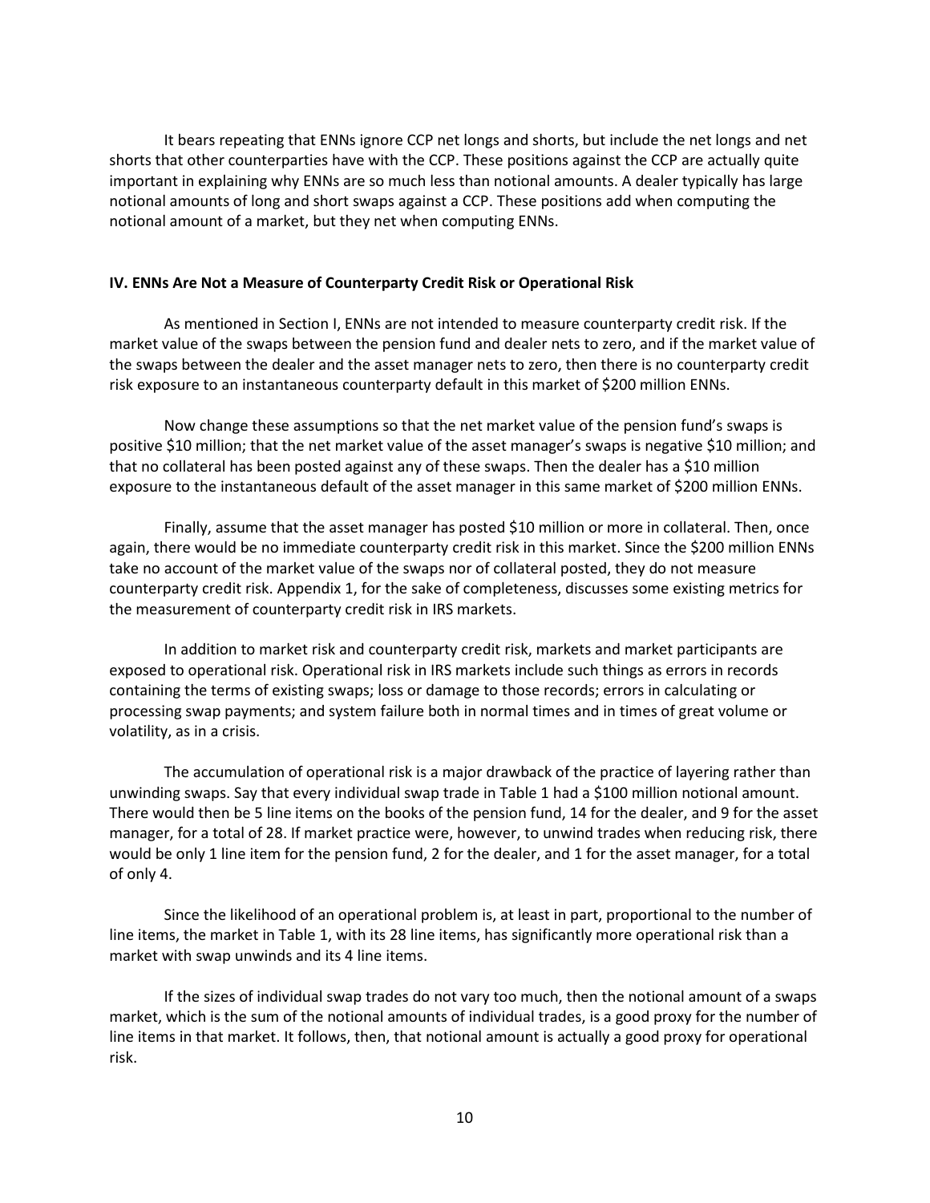It bears repeating that ENNs ignore CCP net longs and shorts, but include the net longs and net shorts that other counterparties have with the CCP. These positions against the CCP are actually quite important in explaining why ENNs are so much less than notional amounts. A dealer typically has large notional amounts of long and short swaps against a CCP. These positions add when computing the notional amount of a market, but they net when computing ENNs.

### IV. ENNs Are Not a Measure of Counterparty Credit Risk or Operational Risk

As mentioned in Section I, ENNs are not intended to measure counterparty credit risk. If the market value of the swaps between the pension fund and dealer nets to zero, and if the market value of the swaps between the dealer and the asset manager nets to zero, then there is no counterparty credit risk exposure to an instantaneous counterparty default in this market of $200 million ENNs.

Now change these assumptions so that the net market value of the pension fund's swaps is positive $10 million; that the net market value of the asset manager's swaps is negative $10 million; and that no collateral has been posted against any of these swaps. Then the dealer has a $10 million exposure to the instantaneous default of the asset manager in this same market of $200 million ENNs.

Finally, assume that the asset manager has posted $10 million or more in collateral. Then, once again, there would be no immediate counterparty credit risk in this market. Since the $200 million ENNs take no account of the market value of the swaps nor of collateral posted, they do not measure counterparty credit risk. Appendix 1, for the sake of completeness, discusses some existing metrics for the measurement of counterparty credit risk in IRS markets.

In addition to market risk and counterparty credit risk, markets and market participants are exposed to operational risk. Operational risk in IRS markets include such things as errors in records containing the terms of existing swaps; loss or damage to those records; errors in calculating or processing swap payments; and system failure both in normal times and in times of great volume or volatility, as in a crisis.

The accumulation of operational risk is a major drawback of the practice of layering rather than unwinding swaps. Say that every individual swap trade in Table 1 had a $100 million notional amount. There would then be 5 line items on the books of the pension fund, 14 for the dealer, and 9 for the asset manager, for a total of 28. If market practice were, however, to unwind trades when reducing risk, there would be only 1 line item for the pension fund, 2 for the dealer, and 1 for the asset manager, for a total of only 4.

Since the likelihood of an operational problem is, at least in part, proportional to the number of line items, the market in Table 1, with its 28 line items, has significantly more operational risk than a market with swap unwinds and its 4 line items.

If the sizes of individual swap trades do not vary too much, then the notional amount of a swaps market, which is the sum of the notional amounts of individual trades, is a good proxy for the number of line items in that market. It follows, then, that notional amount is actually a good proxy for operational risk.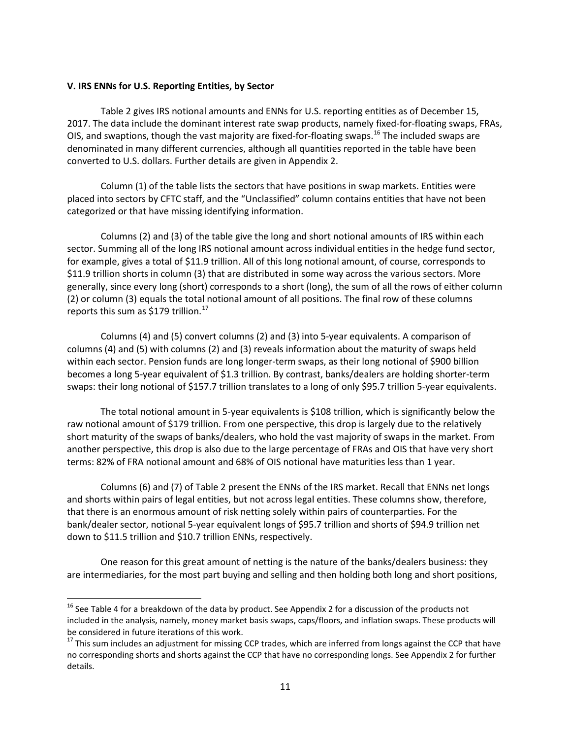**V. IRS ENNs for U.S. Reporting Entities, by Sector**

Table 2 gives IRS notional amounts and ENNs for U.S. reporting entities as of December 15, 2017. The data include the dominant interest rate swap products, namely fixed-for-floating swaps, FRAs, OIS, and swaptions, though the vast majority are fixed-for-floating swaps.[16] The included swaps are denominated in many different currencies, although all quantities reported in the table have been converted to U.S. dollars. Further details are given in Appendix 2.

Column (1) of the table lists the sectors that have positions in swap markets. Entities were placed into sectors by CFTC staff, and the "Unclassified" column contains entities that have not been categorized or that have missing identifying information.

Columns (2) and (3) of the table give the long and short notional amounts of IRS within each sector. Summing all of the long IRS notional amount across individual entities in the hedge fund sector, for example, gives a total of \$11.9 trillion. All of this long notional amount, of course, corresponds to \$11.9 trillion shorts in column (3) that are distributed in some way across the various sectors. More generally, since every long (short) corresponds to a short (long), the sum of all the rows of either column (2) or column (3) equals the total notional amount of all positions. The final row of these columns reports this sum as \$179 trillion.[17]

Columns (4) and (5) convert columns (2) and (3) into 5-year equivalents. A comparison of columns (4) and (5) with columns (2) and (3) reveals information about the maturity of swaps held within each sector. Pension funds are long longer-term swaps, as their long notional of \$900 billion becomes a long 5-year equivalent of \$1.3 trillion. By contrast, banks/dealers are holding shorter-term swaps: their long notional of \$157.7 trillion translates to a long of only \$95.7 trillion 5-year equivalents.

The total notional amount in 5-year equivalents is \$108 trillion, which is significantly below the raw notional amount of \$179 trillion. From one perspective, this drop is largely due to the relatively short maturity of the swaps of banks/dealers, who hold the vast majority of swaps in the market. From another perspective, this drop is also due to the large percentage of FRAs and OIS that have very short terms: 82% of FRA notional amount and 68% of OIS notional have maturities less than 1 year.

Columns (6) and (7) of Table 2 present the ENNs of the IRS market. Recall that ENNs net longs and shorts within pairs of legal entities, but not across legal entities. These columns show, therefore, that there is an enormous amount of risk netting solely within pairs of counterparties. For the bank/dealer sector, notional 5-year equivalent longs of \$95.7 trillion and shorts of \$94.9 trillion net down to \$11.5 trillion and \$10.7 trillion ENNs, respectively.

One reason for this great amount of netting is the nature of the banks/dealers business: they are intermediaries, for the most part buying and selling and then holding both long and short positions,

---

[16] See Table 4 for a breakdown of the data by product. See Appendix 2 for a discussion of the products not included in the analysis, namely, money market basis swaps, caps/floors, and inflation swaps. These products will be considered in future iterations of this work.

[17] This sum includes an adjustment for missing CCP trades, which are inferred from longs against the CCP that have no corresponding shorts and shorts against the CCP that have no corresponding longs. See Appendix 2 for further details.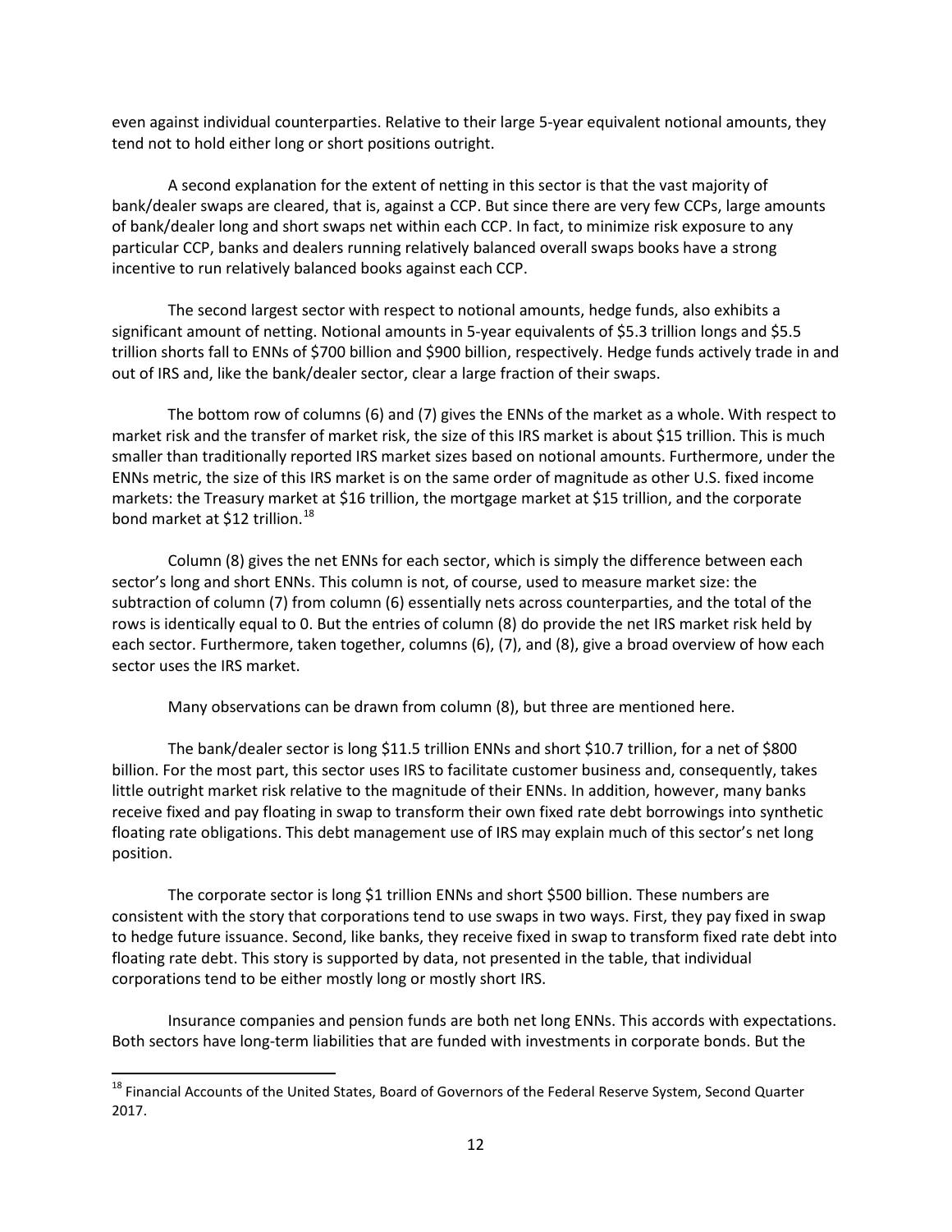even against individual counterparties. Relative to their large 5-year equivalent notional amounts, they tend not to hold either long or short positions outright.

A second explanation for the extent of netting in this sector is that the vast majority of bank/dealer swaps are cleared, that is, against a CCP. But since there are very few CCPs, large amounts of bank/dealer long and short swaps net within each CCP. In fact, to minimize risk exposure to any particular CCP, banks and dealers running relatively balanced overall swaps books have a strong incentive to run relatively balanced books against each CCP.

The second largest sector with respect to notional amounts, hedge funds, also exhibits a significant amount of netting. Notional amounts in 5-year equivalents of \$5.3 trillion longs and \$5.5 trillion shorts fall to ENNs of \$700 billion and \$900 billion, respectively. Hedge funds actively trade in and out of IRS and, like the bank/dealer sector, clear a large fraction of their swaps.

The bottom row of columns (6) and (7) gives the ENNs of the market as a whole. With respect to market risk and the transfer of market risk, the size of this IRS market is about \$15 trillion. This is much smaller than traditionally reported IRS market sizes based on notional amounts. Furthermore, under the ENNs metric, the size of this IRS market is on the same order of magnitude as other U.S. fixed income markets: the Treasury market at \$16 trillion, the mortgage market at \$15 trillion, and the corporate bond market at \$12 trillion.[18]

Column (8) gives the net ENNs for each sector, which is simply the difference between each sector's long and short ENNs. This column is not, of course, used to measure market size: the subtraction of column (7) from column (6) essentially nets across counterparties, and the total of the rows is identically equal to 0. But the entries of column (8) do provide the net IRS market risk held by each sector. Furthermore, taken together, columns (6), (7), and (8), give a broad overview of how each sector uses the IRS market.

Many observations can be drawn from column (8), but three are mentioned here.

The bank/dealer sector is long \$11.5 trillion ENNs and short \$10.7 trillion, for a net of \$800 billion. For the most part, this sector uses IRS to facilitate customer business and, consequently, takes little outright market risk relative to the magnitude of their ENNs. In addition, however, many banks receive fixed and pay floating in swap to transform their own fixed rate debt borrowings into synthetic floating rate obligations. This debt management use of IRS may explain much of this sector's net long position.

The corporate sector is long \$1 trillion ENNs and short \$500 billion. These numbers are consistent with the story that corporations tend to use swaps in two ways. First, they pay fixed in swap to hedge future issuance. Second, like banks, they receive fixed in swap to transform fixed rate debt into floating rate debt. This story is supported by data, not presented in the table, that individual corporations tend to be either mostly long or mostly short IRS.

Insurance companies and pension funds are both net long ENNs. This accords with expectations. Both sectors have long-term liabilities that are funded with investments in corporate bonds. But the

[18] Financial Accounts of the United States, Board of Governors of the Federal Reserve System, Second Quarter 2017.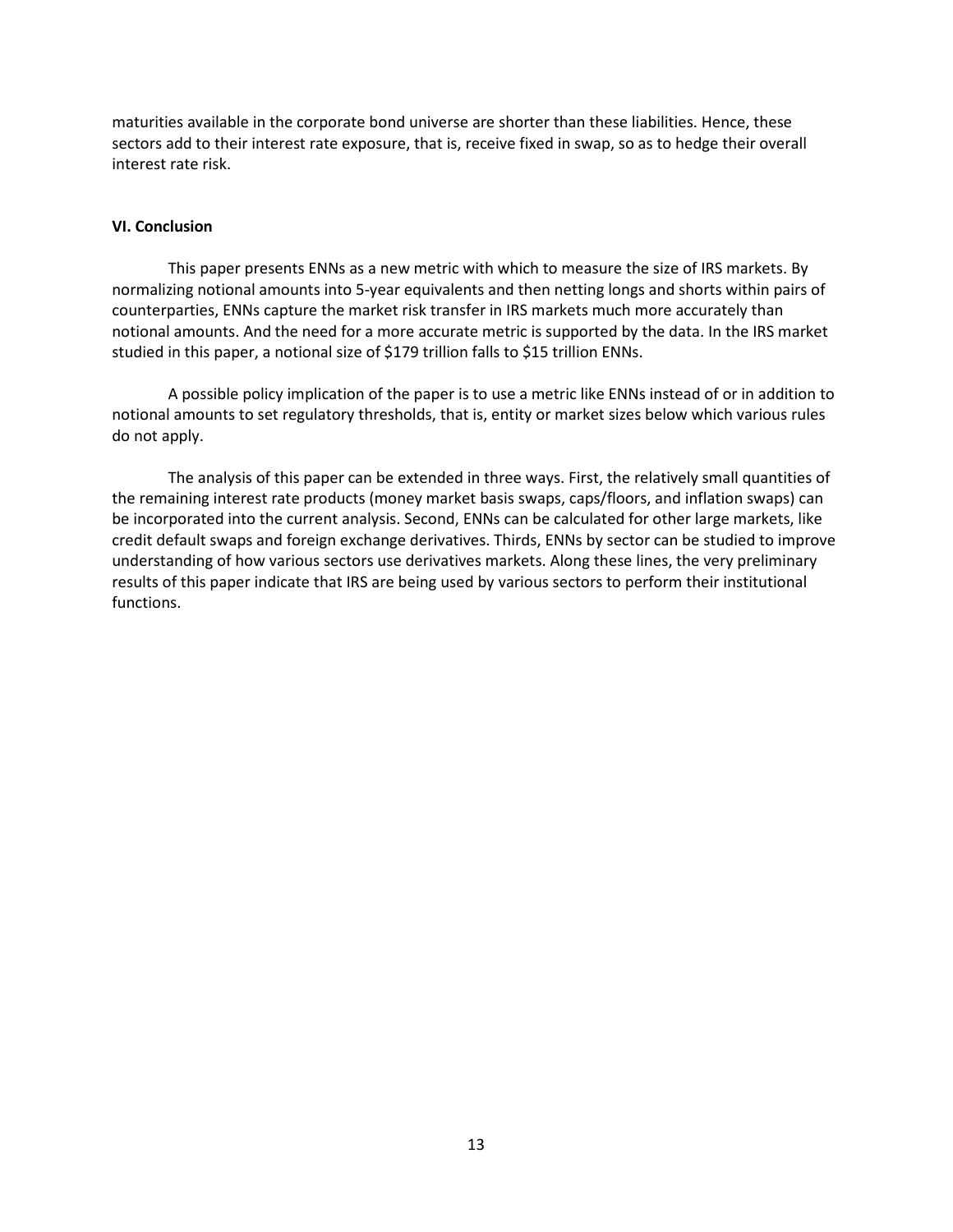maturities available in the corporate bond universe are shorter than these liabilities. Hence, these sectors add to their interest rate exposure, that is, receive fixed in swap, so as to hedge their overall interest rate risk.

**VI. Conclusion**

This paper presents ENNs as a new metric with which to measure the size of IRS markets. By normalizing notional amounts into 5-year equivalents and then netting longs and shorts within pairs of counterparties, ENNs capture the market risk transfer in IRS markets much more accurately than notional amounts. And the need for a more accurate metric is supported by the data. In the IRS market studied in this paper, a notional size of $179 trillion falls to $15 trillion ENNs.

A possible policy implication of the paper is to use a metric like ENNs instead of or in addition to notional amounts to set regulatory thresholds, that is, entity or market sizes below which various rules do not apply.

The analysis of this paper can be extended in three ways. First, the relatively small quantities of the remaining interest rate products (money market basis swaps, caps/floors, and inflation swaps) can be incorporated into the current analysis. Second, ENNs can be calculated for other large markets, like credit default swaps and foreign exchange derivatives. Thirds, ENNs by sector can be studied to improve understanding of how various sectors use derivatives markets. Along these lines, the very preliminary results of this paper indicate that IRS are being used by various sectors to perform their institutional functions.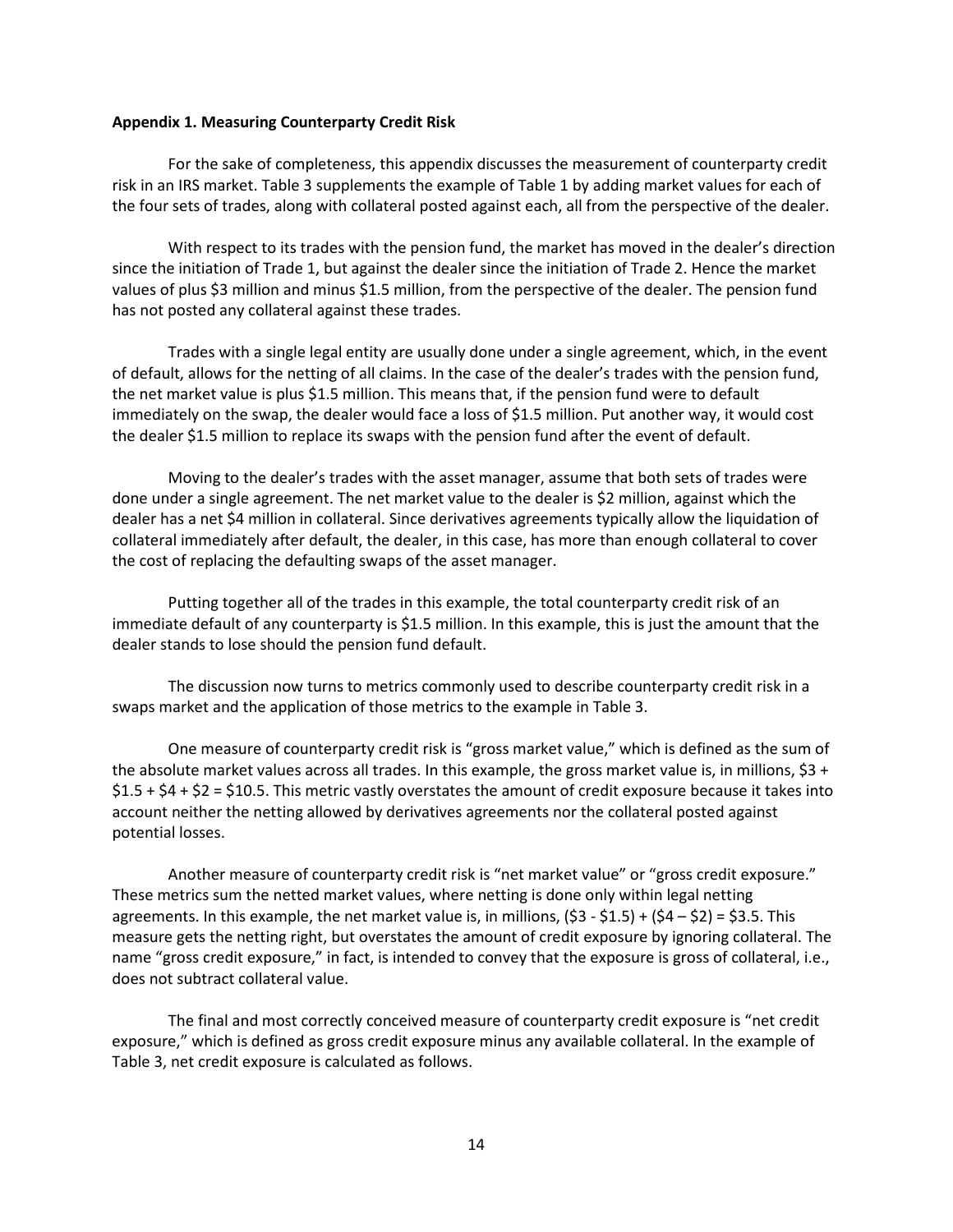**Appendix 1. Measuring Counterparty Credit Risk**

For the sake of completeness, this appendix discusses the measurement of counterparty credit risk in an IRS market. Table 3 supplements the example of Table 1 by adding market values for each of the four sets of trades, along with collateral posted against each, all from the perspective of the dealer.

With respect to its trades with the pension fund, the market has moved in the dealer's direction since the initiation of Trade 1, but against the dealer since the initiation of Trade 2. Hence the market values of plus \$3 million and minus \$1.5 million, from the perspective of the dealer. The pension fund has not posted any collateral against these trades.

Trades with a single legal entity are usually done under a single agreement, which, in the event of default, allows for the netting of all claims. In the case of the dealer's trades with the pension fund, the net market value is plus \$1.5 million. This means that, if the pension fund were to default immediately on the swap, the dealer would face a loss of \$1.5 million. Put another way, it would cost the dealer \$1.5 million to replace its swaps with the pension fund after the event of default.

Moving to the dealer's trades with the asset manager, assume that both sets of trades were done under a single agreement. The net market value to the dealer is \$2 million, against which the dealer has a net \$4 million in collateral. Since derivatives agreements typically allow the liquidation of collateral immediately after default, the dealer, in this case, has more than enough collateral to cover the cost of replacing the defaulting swaps of the asset manager.

Putting together all of the trades in this example, the total counterparty credit risk of an immediate default of any counterparty is \$1.5 million. In this example, this is just the amount that the dealer stands to lose should the pension fund default.

The discussion now turns to metrics commonly used to describe counterparty credit risk in a swaps market and the application of those metrics to the example in Table 3.

One measure of counterparty credit risk is "gross market value," which is defined as the sum of the absolute market values across all trades. In this example, the gross market value is, in millions, \$3 + \$1.5 + \$4 + \$2 = \$10.5. This metric vastly overstates the amount of credit exposure because it takes into account neither the netting allowed by derivatives agreements nor the collateral posted against potential losses.

Another measure of counterparty credit risk is "net market value" or "gross credit exposure." These metrics sum the netted market values, where netting is done only within legal netting agreements. In this example, the net market value is, in millions, (\$3 - \$1.5) + (\$4 – \$2) = \$3.5. This measure gets the netting right, but overstates the amount of credit exposure by ignoring collateral. The name "gross credit exposure," in fact, is intended to convey that the exposure is gross of collateral, i.e., does not subtract collateral value.

The final and most correctly conceived measure of counterparty credit exposure is "net credit exposure," which is defined as gross credit exposure minus any available collateral. In the example of Table 3, net credit exposure is calculated as follows.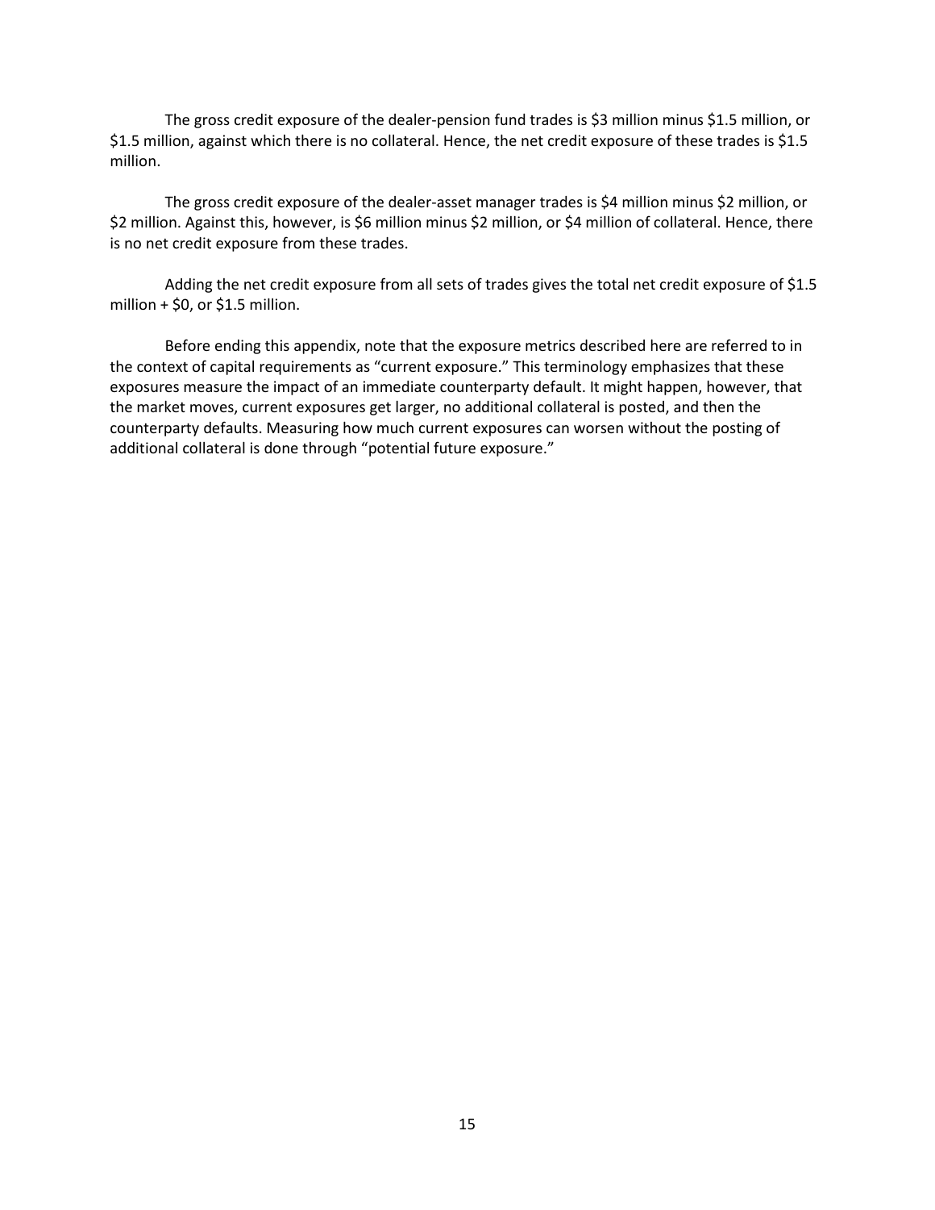The gross credit exposure of the dealer-pension fund trades is $3 million minus $1.5 million, or $1.5 million, against which there is no collateral. Hence, the net credit exposure of these trades is $1.5 million.

The gross credit exposure of the dealer-asset manager trades is $4 million minus $2 million, or $2 million. Against this, however, is $6 million minus $2 million, or $4 million of collateral. Hence, there is no net credit exposure from these trades.

Adding the net credit exposure from all sets of trades gives the total net credit exposure of $1.5 million + $0, or $1.5 million.

Before ending this appendix, note that the exposure metrics described here are referred to in the context of capital requirements as "current exposure." This terminology emphasizes that these exposures measure the impact of an immediate counterparty default. It might happen, however, that the market moves, current exposures get larger, no additional collateral is posted, and then the counterparty defaults. Measuring how much current exposures can worsen without the posting of additional collateral is done through "potential future exposure."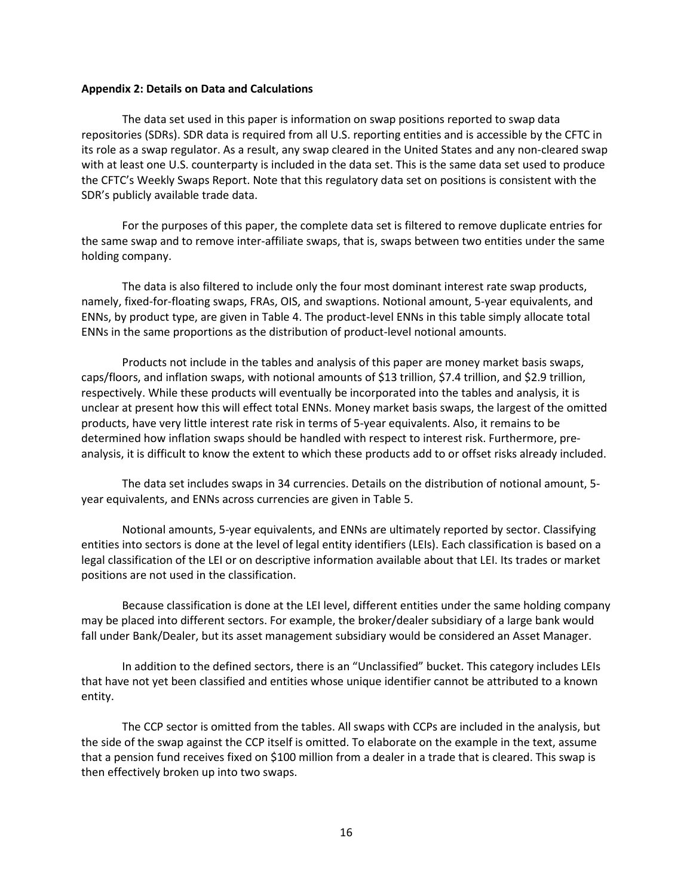**Appendix 2: Details on Data and Calculations**

The data set used in this paper is information on swap positions reported to swap data repositories (SDRs). SDR data is required from all U.S. reporting entities and is accessible by the CFTC in its role as a swap regulator. As a result, any swap cleared in the United States and any non-cleared swap with at least one U.S. counterparty is included in the data set. This is the same data set used to produce the CFTC's Weekly Swaps Report. Note that this regulatory data set on positions is consistent with the SDR's publicly available trade data.

For the purposes of this paper, the complete data set is filtered to remove duplicate entries for the same swap and to remove inter-affiliate swaps, that is, swaps between two entities under the same holding company.

The data is also filtered to include only the four most dominant interest rate swap products, namely, fixed-for-floating swaps, FRAs, OIS, and swaptions. Notional amount, 5-year equivalents, and ENNs, by product type, are given in Table 4. The product-level ENNs in this table simply allocate total ENNs in the same proportions as the distribution of product-level notional amounts.

Products not include in the tables and analysis of this paper are money market basis swaps, caps/floors, and inflation swaps, with notional amounts of \$13 trillion, \$7.4 trillion, and \$2.9 trillion, respectively. While these products will eventually be incorporated into the tables and analysis, it is unclear at present how this will effect total ENNs. Money market basis swaps, the largest of the omitted products, have very little interest rate risk in terms of 5-year equivalents. Also, it remains to be determined how inflation swaps should be handled with respect to interest risk. Furthermore, pre-analysis, it is difficult to know the extent to which these products add to or offset risks already included.

The data set includes swaps in 34 currencies. Details on the distribution of notional amount, 5-year equivalents, and ENNs across currencies are given in Table 5.

Notional amounts, 5-year equivalents, and ENNs are ultimately reported by sector. Classifying entities into sectors is done at the level of legal entity identifiers (LEIs). Each classification is based on a legal classification of the LEI or on descriptive information available about that LEI. Its trades or market positions are not used in the classification.

Because classification is done at the LEI level, different entities under the same holding company may be placed into different sectors. For example, the broker/dealer subsidiary of a large bank would fall under Bank/Dealer, but its asset management subsidiary would be considered an Asset Manager.

In addition to the defined sectors, there is an "Unclassified" bucket. This category includes LEIs that have not yet been classified and entities whose unique identifier cannot be attributed to a known entity.

The CCP sector is omitted from the tables. All swaps with CCPs are included in the analysis, but the side of the swap against the CCP itself is omitted. To elaborate on the example in the text, assume that a pension fund receives fixed on \$100 million from a dealer in a trade that is cleared. This swap is then effectively broken up into two swaps.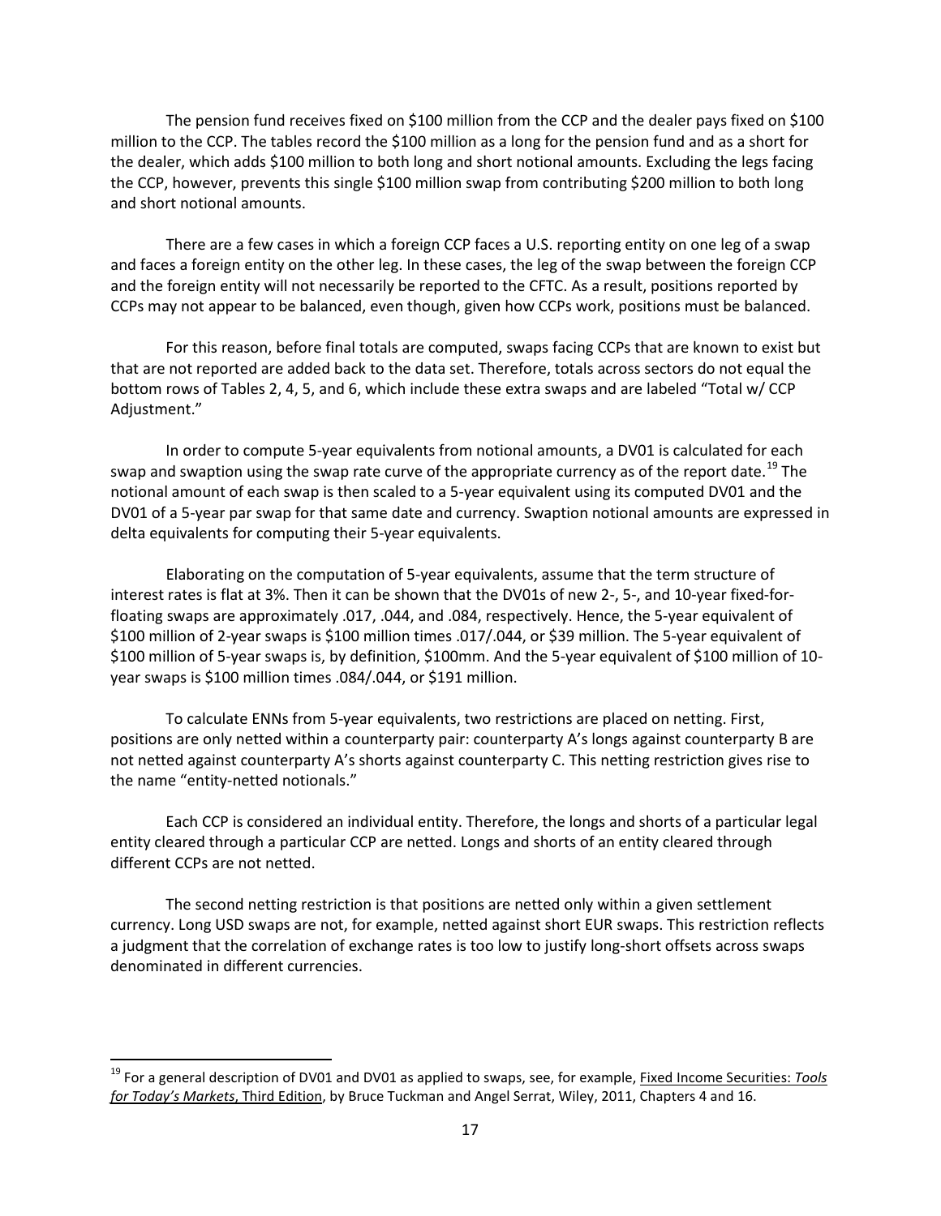The pension fund receives fixed on \$100 million from the CCP and the dealer pays fixed on \$100 million to the CCP. The tables record the \$100 million as a long for the pension fund and as a short for the dealer, which adds \$100 million to both long and short notional amounts. Excluding the legs facing the CCP, however, prevents this single \$100 million swap from contributing \$200 million to both long and short notional amounts.

There are a few cases in which a foreign CCP faces a U.S. reporting entity on one leg of a swap and faces a foreign entity on the other leg. In these cases, the leg of the swap between the foreign CCP and the foreign entity will not necessarily be reported to the CFTC. As a result, positions reported by CCPs may not appear to be balanced, even though, given how CCPs work, positions must be balanced.

For this reason, before final totals are computed, swaps facing CCPs that are known to exist but that are not reported are added back to the data set. Therefore, totals across sectors do not equal the bottom rows of Tables 2, 4, 5, and 6, which include these extra swaps and are labeled "Total w/ CCP Adjustment."

In order to compute 5-year equivalents from notional amounts, a DV01 is calculated for each swap and swaption using the swap rate curve of the appropriate currency as of the report date.[19] The notional amount of each swap is then scaled to a 5-year equivalent using its computed DV01 and the DV01 of a 5-year par swap for that same date and currency. Swaption notional amounts are expressed in delta equivalents for computing their 5-year equivalents.

Elaborating on the computation of 5-year equivalents, assume that the term structure of interest rates is flat at 3%. Then it can be shown that the DV01s of new 2-, 5-, and 10-year fixed-for-floating swaps are approximately .017, .044, and .084, respectively. Hence, the 5-year equivalent of \$100 million of 2-year swaps is \$100 million times .017/.044, or \$39 million. The 5-year equivalent of \$100 million of 5-year swaps is, by definition, \$100mm. And the 5-year equivalent of \$100 million of 10-year swaps is \$100 million times .084/.044, or \$191 million.

To calculate ENNs from 5-year equivalents, two restrictions are placed on netting. First, positions are only netted within a counterparty pair: counterparty A's longs against counterparty B are not netted against counterparty A's shorts against counterparty C. This netting restriction gives rise to the name "entity-netted notionals."

Each CCP is considered an individual entity. Therefore, the longs and shorts of a particular legal entity cleared through a particular CCP are netted. Longs and shorts of an entity cleared through different CCPs are not netted.

The second netting restriction is that positions are netted only within a given settlement currency. Long USD swaps are not, for example, netted against short EUR swaps. This restriction reflects a judgment that the correlation of exchange rates is too low to justify long-short offsets across swaps denominated in different currencies.

---

[19] For a general description of DV01 and DV01 as applied to swaps, see, for example, Fixed Income Securities: *Tools for Today's Markets*, Third Edition, by Bruce Tuckman and Angel Serrat, Wiley, 2011, Chapters 4 and 16.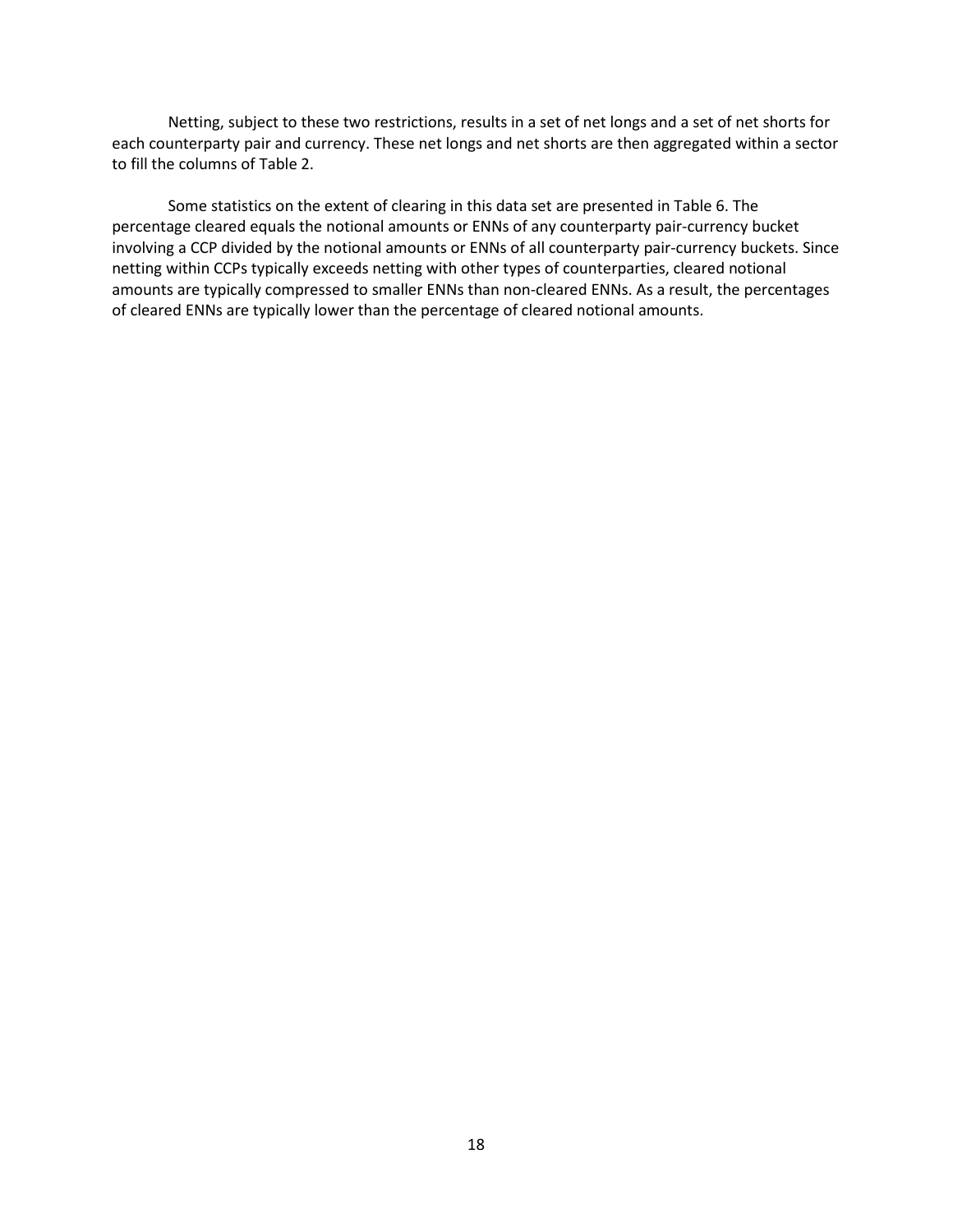Netting, subject to these two restrictions, results in a set of net longs and a set of net shorts for each counterparty pair and currency. These net longs and net shorts are then aggregated within a sector to fill the columns of Table 2.

Some statistics on the extent of clearing in this data set are presented in Table 6. The percentage cleared equals the notional amounts or ENNs of any counterparty pair-currency bucket involving a CCP divided by the notional amounts or ENNs of all counterparty pair-currency buckets. Since netting within CCPs typically exceeds netting with other types of counterparties, cleared notional amounts are typically compressed to smaller ENNs than non-cleared ENNs. As a result, the percentages of cleared ENNs are typically lower than the percentage of cleared notional amounts.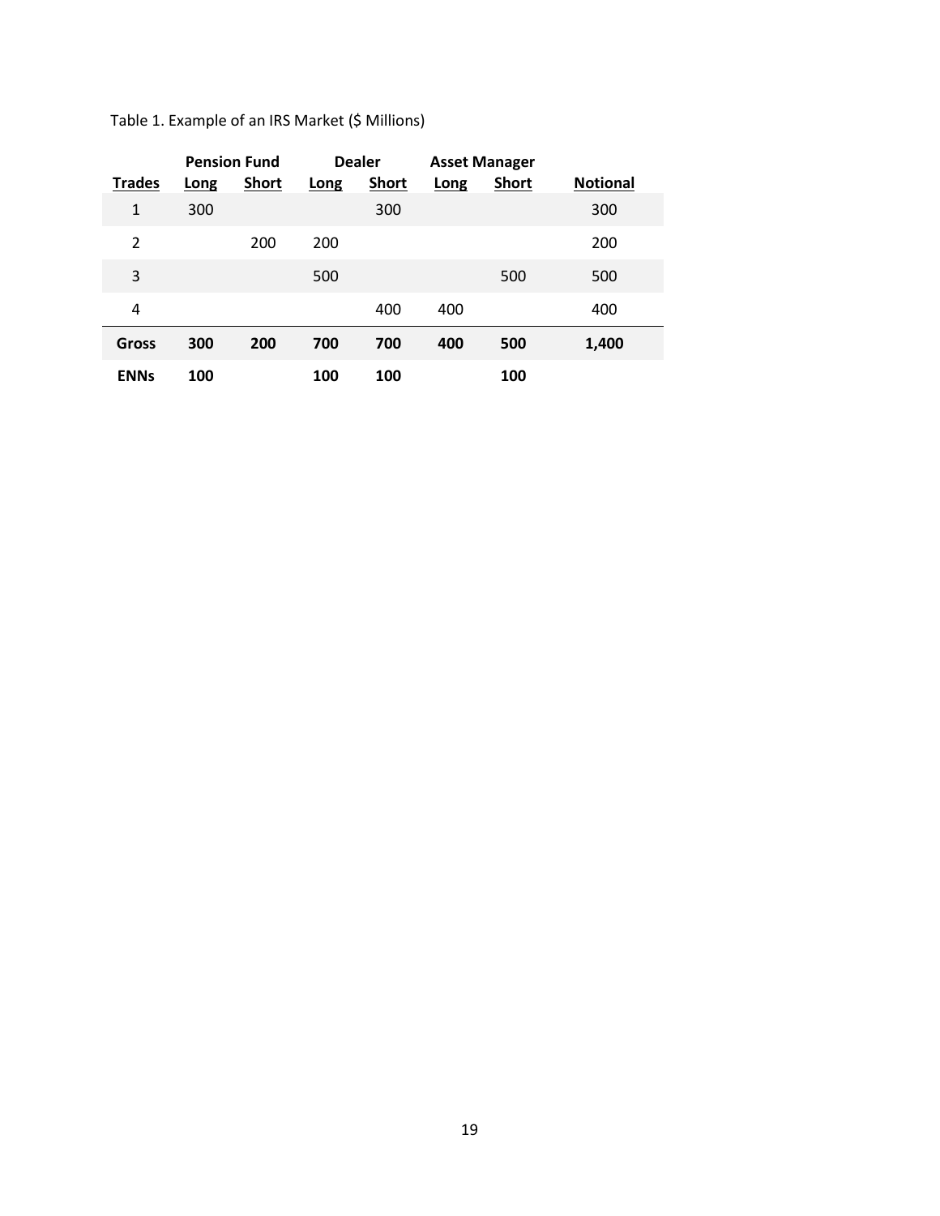Table 1. Example of an IRS Market ($ Millions)

| | Pension Fund | | Dealer | | Asset Manager | | |
|---|---|---|---|---|---|---|---|
| **Trades** | **Long** | **Short** | **Long** | **Short** | **Long** | **Short** | **Notional** |
| 1 | 300 | | | 300 | | | 300 |
| 2 | | 200 | 200 | | | | 200 |
| 3 | | | 500 | | | 500 | 500 |
| 4 | | | | 400 | 400 | | 400 |
| **Gross** | **300** | **200** | **700** | **700** | **400** | **500** | **1,400** |
| **ENNs** | **100** | | **100** | **100** | | **100** | |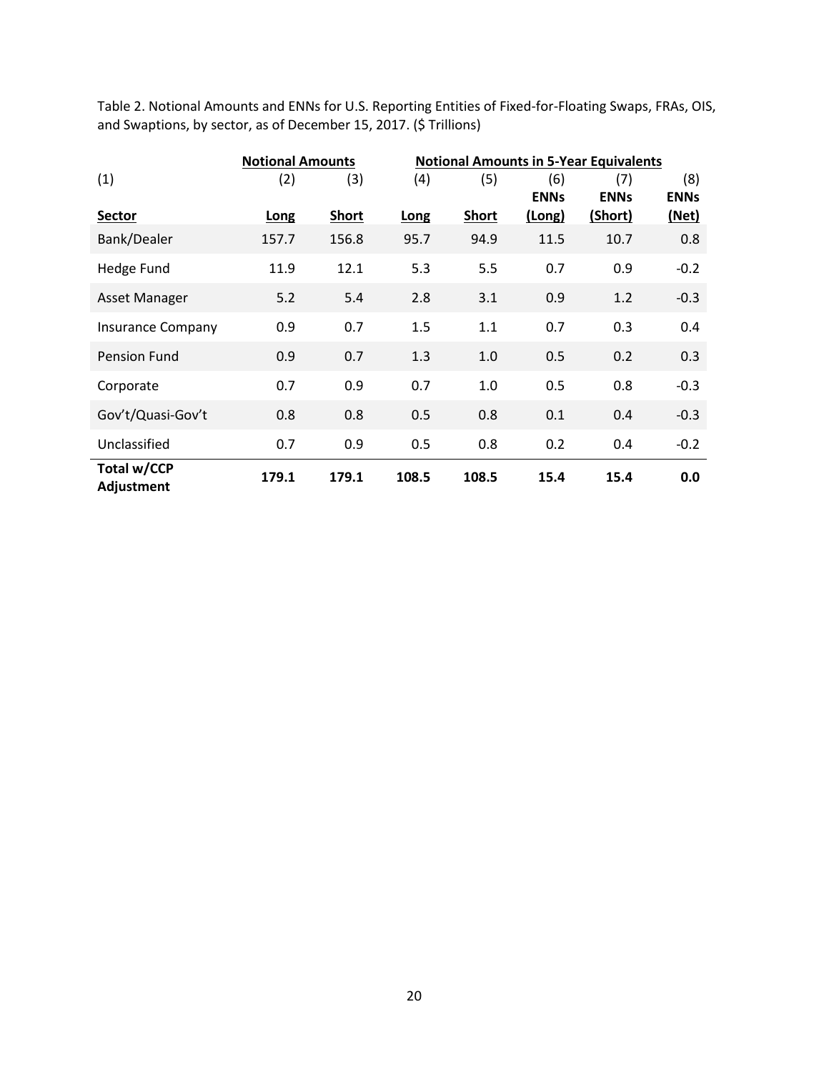Table 2. Notional Amounts and ENNs for U.S. Reporting Entities of Fixed-for-Floating Swaps, FRAs, OIS, and Swaptions, by sector, as of December 15, 2017. ($ Trillions)

| | Notional Amounts | | Notional Amounts in 5-Year Equivalents | | | | |
|---|---|---|---|---|---|---|---|
| (1) | (2) | (3) | (4) | (5) | (6) | (7) | (8) |
| **Sector** | **Long** | **Short** | **Long** | **Short** | **ENNs (Long)** | **ENNs (Short)** | **ENNs (Net)** |
| Bank/Dealer | 157.7 | 156.8 | 95.7 | 94.9 | 11.5 | 10.7 | 0.8 |
| Hedge Fund | 11.9 | 12.1 | 5.3 | 5.5 | 0.7 | 0.9 | -0.2 |
| Asset Manager | 5.2 | 5.4 | 2.8 | 3.1 | 0.9 | 1.2 | -0.3 |
| Insurance Company | 0.9 | 0.7 | 1.5 | 1.1 | 0.7 | 0.3 | 0.4 |
| Pension Fund | 0.9 | 0.7 | 1.3 | 1.0 | 0.5 | 0.2 | 0.3 |
| Corporate | 0.7 | 0.9 | 0.7 | 1.0 | 0.5 | 0.8 | -0.3 |
| Gov't/Quasi-Gov't | 0.8 | 0.8 | 0.5 | 0.8 | 0.1 | 0.4 | -0.3 |
| Unclassified | 0.7 | 0.9 | 0.5 | 0.8 | 0.2 | 0.4 | -0.2 |
| **Total w/CCP Adjustment** | **179.1** | **179.1** | **108.5** | **108.5** | **15.4** | **15.4** | **0.0** |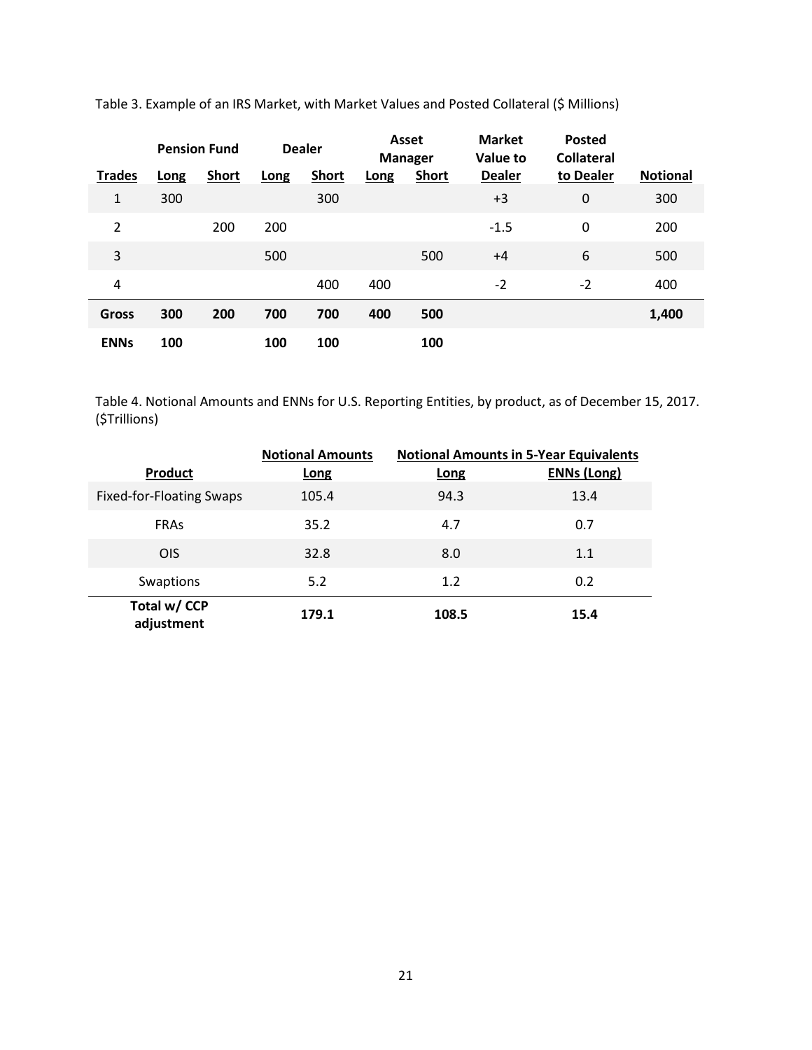Table 3. Example of an IRS Market, with Market Values and Posted Collateral ($ Millions)

| | Pension Fund | | Dealer | | Asset Manager | | Market Value to Dealer | Posted Collateral to Dealer | |
|---|---|---|---|---|---|---|---|---|---|
| **Trades** | **Long** | **Short** | **Long** | **Short** | **Long** | **Short** | | | **Notional** |
| 1 | 300 | | | 300 | | | +3 | 0 | 300 |
| 2 | | 200 | 200 | | | | -1.5 | 0 | 200 |
| 3 | | | 500 | | | 500 | +4 | 6 | 500 |
| 4 | | | | 400 | 400 | | -2 | -2 | 400 |
| **Gross** | **300** | **200** | **700** | **700** | **400** | **500** | | | **1,400** |
| **ENNs** | **100** | | **100** | **100** | | **100** | | | |

Table 4. Notional Amounts and ENNs for U.S. Reporting Entities, by product, as of December 15, 2017. ($Trillions)

| | Notional Amounts | Notional Amounts in 5-Year Equivalents | |
|---|---|---|---|
| **Product** | **Long** | **Long** | **ENNs (Long)** |
| Fixed-for-Floating Swaps | 105.4 | 94.3 | 13.4 |
| FRAs | 35.2 | 4.7 | 0.7 |
| OIS | 32.8 | 8.0 | 1.1 |
| Swaptions | 5.2 | 1.2 | 0.2 |
| **Total w/ CCP adjustment** | **179.1** | **108.5** | **15.4** |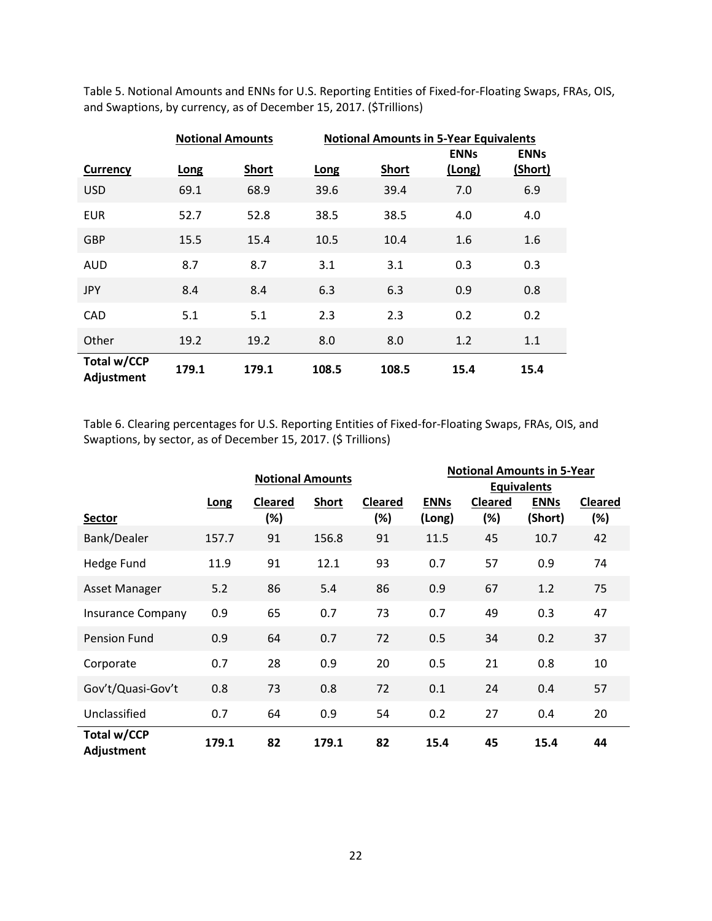Table 5. Notional Amounts and ENNs for U.S. Reporting Entities of Fixed-for-Floating Swaps, FRAs, OIS, and Swaptions, by currency, as of December 15, 2017. ($Trillions)

| | Notional Amounts | | Notional Amounts in 5-Year Equivalents | | | |
|---|---|---|---|---|---|---|
| **Currency** | **Long** | **Short** | **Long** | **Short** | **ENNs (Long)** | **ENNs (Short)** |
| USD | 69.1 | 68.9 | 39.6 | 39.4 | 7.0 | 6.9 |
| EUR | 52.7 | 52.8 | 38.5 | 38.5 | 4.0 | 4.0 |
| GBP | 15.5 | 15.4 | 10.5 | 10.4 | 1.6 | 1.6 |
| AUD | 8.7 | 8.7 | 3.1 | 3.1 | 0.3 | 0.3 |
| JPY | 8.4 | 8.4 | 6.3 | 6.3 | 0.9 | 0.8 |
| CAD | 5.1 | 5.1 | 2.3 | 2.3 | 0.2 | 0.2 |
| Other | 19.2 | 19.2 | 8.0 | 8.0 | 1.2 | 1.1 |
| **Total w/CCP Adjustment** | **179.1** | **179.1** | **108.5** | **108.5** | **15.4** | **15.4** |

Table 6. Clearing percentages for U.S. Reporting Entities of Fixed-for-Floating Swaps, FRAs, OIS, and Swaptions, by sector, as of December 15, 2017. ($ Trillions)

| | Notional Amounts | | | | Notional Amounts in 5-Year Equivalents | | | |
|---|---|---|---|---|---|---|---|---|
| **Sector** | **Long** | **Cleared (%)** | **Short** | **Cleared (%)** | **ENNs (Long)** | **Cleared (%)** | **ENNs (Short)** | **Cleared (%)** |
| Bank/Dealer | 157.7 | 91 | 156.8 | 91 | 11.5 | 45 | 10.7 | 42 |
| Hedge Fund | 11.9 | 91 | 12.1 | 93 | 0.7 | 57 | 0.9 | 74 |
| Asset Manager | 5.2 | 86 | 5.4 | 86 | 0.9 | 67 | 1.2 | 75 |
| Insurance Company | 0.9 | 65 | 0.7 | 73 | 0.7 | 49 | 0.3 | 47 |
| Pension Fund | 0.9 | 64 | 0.7 | 72 | 0.5 | 34 | 0.2 | 37 |
| Corporate | 0.7 | 28 | 0.9 | 20 | 0.5 | 21 | 0.8 | 10 |
| Gov't/Quasi-Gov't | 0.8 | 73 | 0.8 | 72 | 0.1 | 24 | 0.4 | 57 |
| Unclassified | 0.7 | 64 | 0.9 | 54 | 0.2 | 27 | 0.4 | 20 |
| **Total w/CCP Adjustment** | **179.1** | **82** | **179.1** | **82** | **15.4** | **45** | **15.4** | **44** |